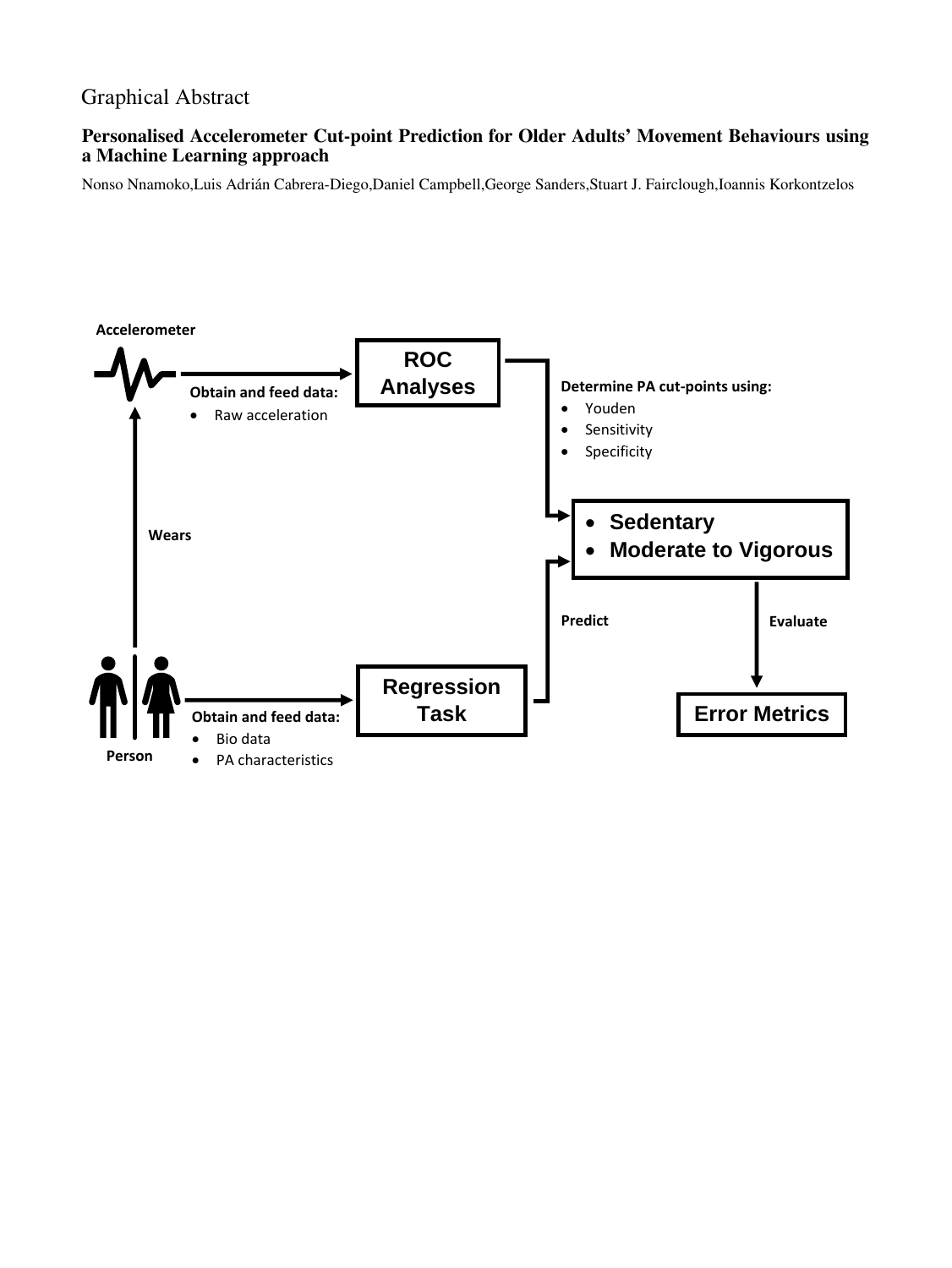Graphical Abstract

## Personalised Accelerometer Cut-point Prediction for Older Adults' Movement Behaviours using a Machine Learning approach

Nonso Nnamoko,Luis Adrián Cabrera-Diego,Daniel Campbell,George Sanders,Stuart J. Fairclough,Ioannis Korkontzelos

**Accelerometer**

**Obtain and feed data:**
- Raw acceleration

**ROC Analyses**

**Determine PA cut-points using:**
- Youden
- Sensitivity
- Specificity

**Wears**

- **Sedentary**
- **Moderate to Vigorous**

**Predict**

**Evaluate**

**Person**

**Obtain and feed data:**
- Bio data
- PA characteristics

**Regression Task**

**Error Metrics**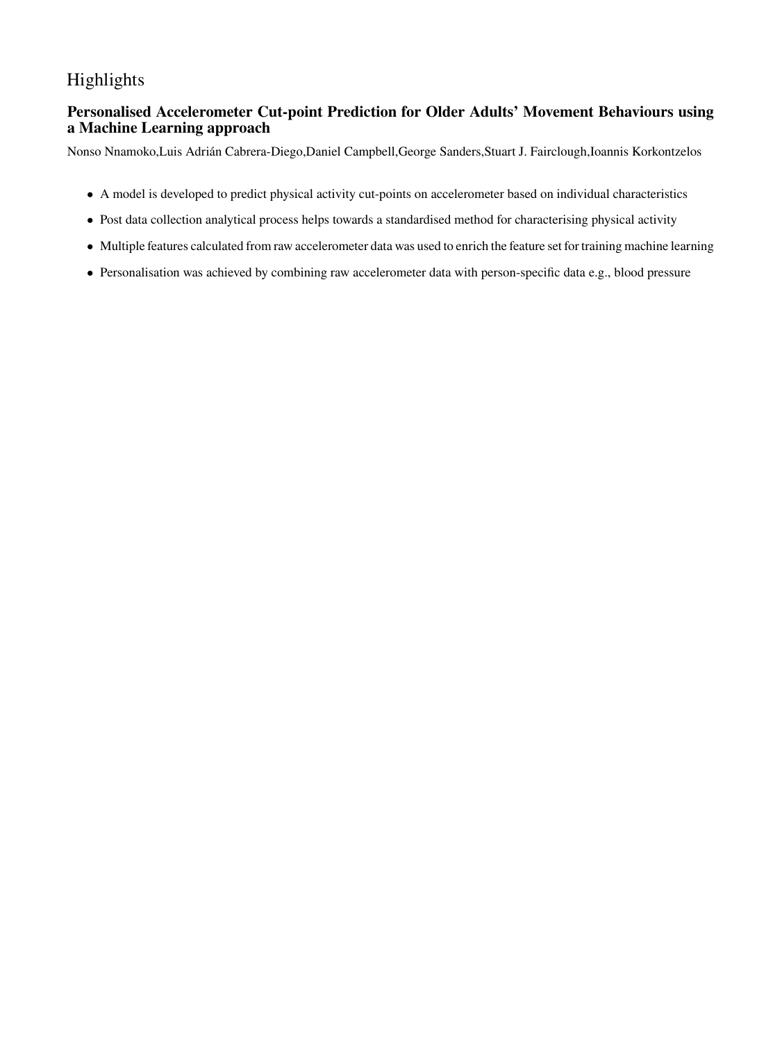# Highlights

## Personalised Accelerometer Cut-point Prediction for Older Adults' Movement Behaviours using a Machine Learning approach

Nonso Nnamoko,Luis Adrián Cabrera-Diego,Daniel Campbell,George Sanders,Stuart J. Fairclough,Ioannis Korkontzelos

- A model is developed to predict physical activity cut-points on accelerometer based on individual characteristics
- Post data collection analytical process helps towards a standardised method for characterising physical activity
- Multiple features calculated from raw accelerometer data was used to enrich the feature set for training machine learning
- Personalisation was achieved by combining raw accelerometer data with person-specific data e.g., blood pressure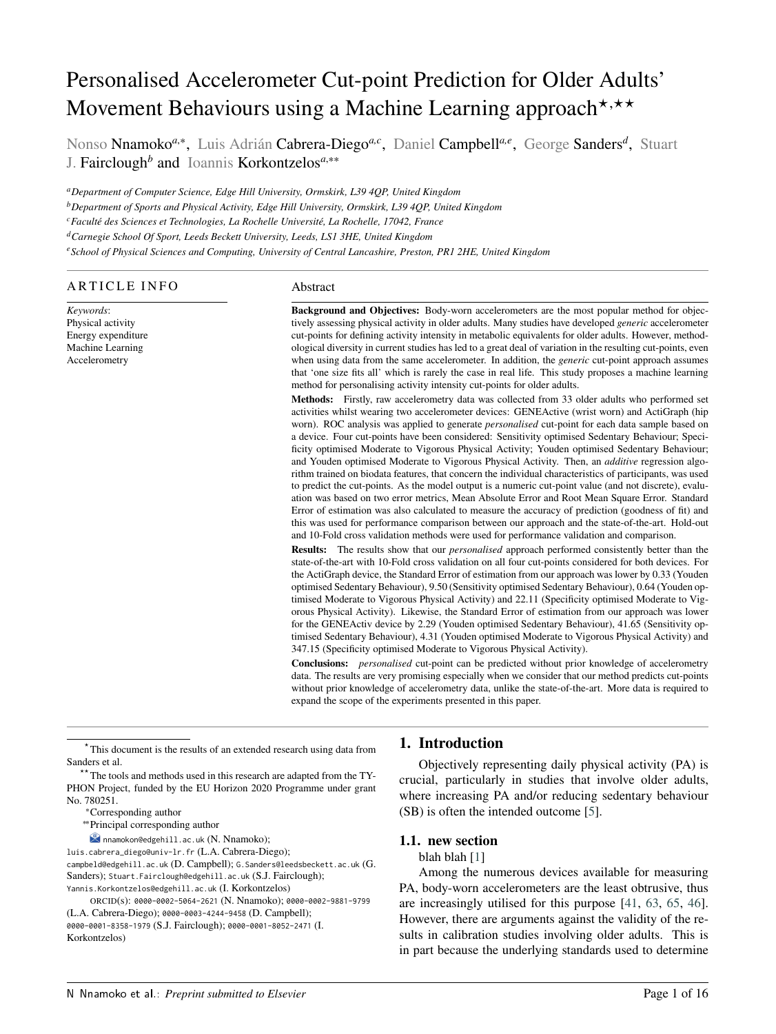# Personalised Accelerometer Cut-point Prediction for Older Adults' Movement Behaviours using a Machine Learning approach[⋆,⋆⋆]

Nonso Nnamoko[a,∗], Luis Adrián Cabrera-Diego[a,c], Daniel Campbell[a,e], George Sanders[d], Stuart J. Fairclough[b] and Ioannis Korkontzelos[a,∗∗]

[a] *Department of Computer Science, Edge Hill University, Ormskirk, L39 4QP, United Kingdom*
[b] *Department of Sports and Physical Activity, Edge Hill University, Ormskirk, L39 4QP, United Kingdom*
[c] *Faculté des Sciences et Technologies, La Rochelle Université, La Rochelle, 17042, France*
[d] *Carnegie School Of Sport, Leeds Beckett University, Leeds, LS1 3HE, United Kingdom*
[e] *School of Physical Sciences and Computing, University of Central Lancashire, Preston, PR1 2HE, United Kingdom*

## ARTICLE INFO

*Keywords*:
Physical activity
Energy expenditure
Machine Learning
Accelerometry

## Abstract

**Background and Objectives:** Body-worn accelerometers are the most popular method for objectively assessing physical activity in older adults. Many studies have developed *generic* accelerometer cut-points for defining activity intensity in metabolic equivalents for older adults. However, methodological diversity in current studies has led to a great deal of variation in the resulting cut-points, even when using data from the same accelerometer. In addition, the *generic* cut-point approach assumes that 'one size fits all' which is rarely the case in real life. This study proposes a machine learning method for personalising activity intensity cut-points for older adults.

**Methods:** Firstly, raw accelerometry data was collected from 33 older adults who performed set activities whilst wearing two accelerometer devices: GENEActive (wrist worn) and ActiGraph (hip worn). ROC analysis was applied to generate *personalised* cut-point for each data sample based on a device. Four cut-points have been considered: Sensitivity optimised Sedentary Behaviour; Specificity optimised Moderate to Vigorous Physical Activity; Youden optimised Sedentary Behaviour; and Youden optimised Moderate to Vigorous Physical Activity. Then, an *additive* regression algorithm trained on biodata features, that concern the individual characteristics of participants, was used to predict the cut-points. As the model output is a numeric cut-point value (and not discrete), evaluation was based on two error metrics, Mean Absolute Error and Root Mean Square Error. Standard Error of estimation was also calculated to measure the accuracy of prediction (goodness of fit) and this was used for performance comparison between our approach and the state-of-the-art. Hold-out and 10-Fold cross validation methods were used for performance validation and comparison.

**Results:** The results show that our *personalised* approach performed consistently better than the state-of-the-art with 10-Fold cross validation on all four cut-points considered for both devices. For the ActiGraph device, the Standard Error of estimation from our approach was lower by 0.33 (Youden optimised Sedentary Behaviour), 9.50 (Sensitivity optimised Sedentary Behaviour), 0.64 (Youden optimised Moderate to Vigorous Physical Activity) and 22.11 (Specificity optimised Moderate to Vigorous Physical Activity). Likewise, the Standard Error of estimation from our approach was lower for the GENEActiv device by 2.29 (Youden optimised Sedentary Behaviour), 41.65 (Sensitivity optimised Sedentary Behaviour), 4.31 (Youden optimised Moderate to Vigorous Physical Activity) and 347.15 (Specificity optimised Moderate to Vigorous Physical Activity).

**Conclusions:** *personalised* cut-point can be predicted without prior knowledge of accelerometry data. The results are very promising especially when we consider that our method predicts cut-points without prior knowledge of accelerometry data, unlike the state-of-the-art. More data is required to expand the scope of the experiments presented in this paper.

## 1. Introduction

Objectively representing daily physical activity (PA) is crucial, particularly in studies that involve older adults, where increasing PA and/or reducing sedentary behaviour (SB) is often the intended outcome [5].

### 1.1. new section

blah blah [1]

Among the numerous devices available for measuring PA, body-worn accelerometers are the least obtrusive, thus are increasingly utilised for this purpose [41, 63, 65, 46]. However, there are arguments against the validity of the results in calibration studies involving older adults. This is in part because the underlying standards used to determine

---

[⋆] This document is the results of an extended research using data from Sanders et al.

[⋆⋆] The tools and methods used in this research are adapted from the TYPHON Project, funded by the EU Horizon 2020 Programme under grant No. 780251.

[∗] Corresponding author

[∗∗] Principal corresponding author

nnamokon@edgehill.ac.uk (N. Nnamoko); luis.cabrera_diego@univ-lr.fr (L.A. Cabrera-Diego); campbeld@edgehill.ac.uk (D. Campbell); G.Sanders@leedsbeckett.ac.uk (G. Sanders); Stuart.Fairclough@edgehill.ac.uk (S.J. Fairclough); Yannis.Korkontzelos@edgehill.ac.uk (I. Korkontzelos)

ORCID(s): 0000-0002-5064-2621 (N. Nnamoko); 0000-0002-9881-9799 (L.A. Cabrera-Diego); 0000-0003-4244-9458 (D. Campbell); 0000-0001-8358-1979 (S.J. Fairclough); 0000-0001-8052-2471 (I. Korkontzelos)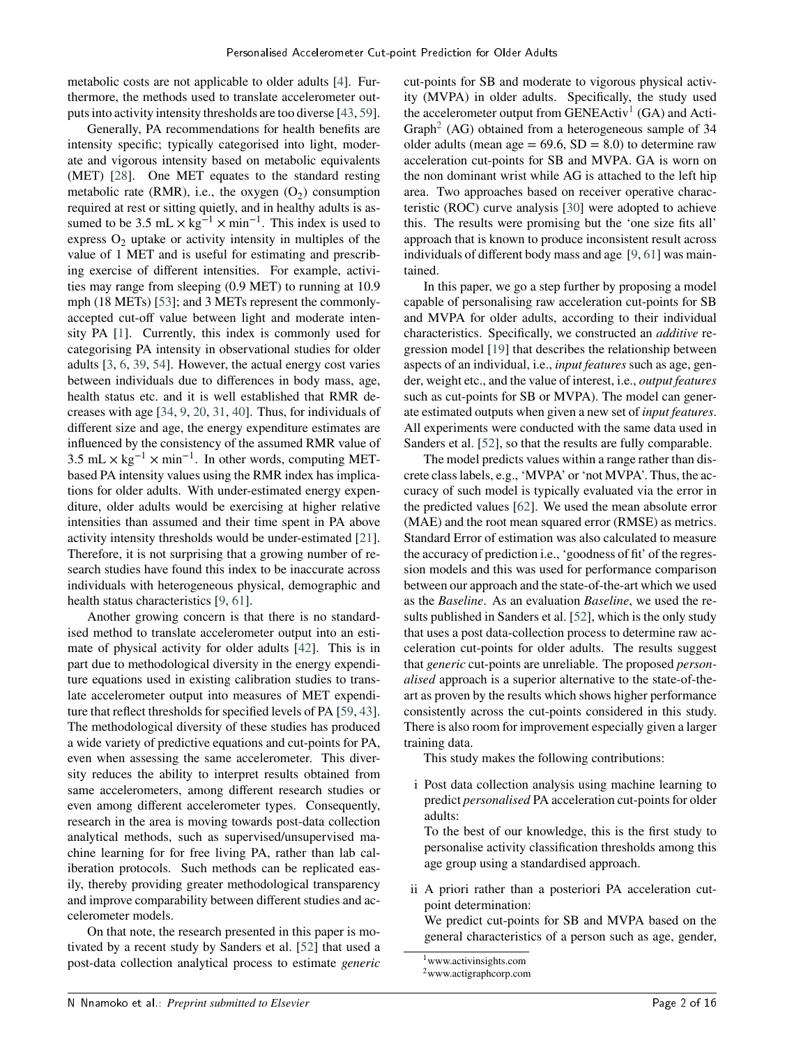metabolic costs are not applicable to older adults [4]. Furthermore, the methods used to translate accelerometer outputs into activity intensity thresholds are too diverse [43, 59].

Generally, PA recommendations for health benefits are intensity specific; typically categorised into light, moderate and vigorous intensity based on metabolic equivalents (MET) [28]. One MET equates to the standard resting metabolic rate (RMR), i.e., the oxygen ($O_2$) consumption required at rest or sitting quietly, and in healthy adults is assumed to be 3.5 mL $\times$ kg$^{-1}$ $\times$ min$^{-1}$. This index is used to express $O_2$ uptake or activity intensity in multiples of the value of 1 MET and is useful for estimating and prescribing exercise of different intensities. For example, activities may range from sleeping (0.9 MET) to running at 10.9 mph (18 METs) [53]; and 3 METs represent the commonly-accepted cut-off value between light and moderate intensity PA [1]. Currently, this index is commonly used for categorising PA intensity in observational studies for older adults [3, 6, 39, 54]. However, the actual energy cost varies between individuals due to differences in body mass, age, health status etc. and it is well established that RMR decreases with age [34, 9, 20, 31, 40]. Thus, for individuals of different size and age, the energy expenditure estimates are influenced by the consistency of the assumed RMR value of 3.5 mL $\times$ kg$^{-1}$ $\times$ min$^{-1}$. In other words, computing MET-based PA intensity values using the RMR index has implications for older adults. With under-estimated energy expenditure, older adults would be exercising at higher relative intensities than assumed and their time spent in PA above activity intensity thresholds would be under-estimated [21]. Therefore, it is not surprising that a growing number of research studies have found this index to be inaccurate across individuals with heterogeneous physical, demographic and health status characteristics [9, 61].

Another growing concern is that there is no standardised method to translate accelerometer output into an estimate of physical activity for older adults [42]. This is in part due to methodological diversity in the energy expenditure equations used in existing calibration studies to translate accelerometer output into measures of MET expenditure that reflect thresholds for specified levels of PA [59, 43]. The methodological diversity of these studies has produced a wide variety of predictive equations and cut-points for PA, even when assessing the same accelerometer. This diversity reduces the ability to interpret results obtained from same accelerometers, among different research studies or even among different accelerometer types. Consequently, research in the area is moving towards post-data collection analytical methods, such as supervised/unsupervised machine learning for for free living PA, rather than lab caliberation protocols. Such methods can be replicated easily, thereby providing greater methodological transparency and improve comparability between different studies and accelerometer models.

On that note, the research presented in this paper is motivated by a recent study by Sanders et al. [52] that used a post-data collection analytical process to estimate *generic* cut-points for SB and moderate to vigorous physical activity (MVPA) in older adults. Specifically, the study used the accelerometer output from GENEActiv[1] (GA) and ActiGraph[2] (AG) obtained from a heterogeneous sample of 34 older adults (mean age = 69.6, SD = 8.0) to determine raw acceleration cut-points for SB and MVPA. GA is worn on the non dominant wrist while AG is attached to the left hip area. Two approaches based on receiver operative characteristic (ROC) curve analysis [30] were adopted to achieve this. The results were promising but the 'one size fits all' approach that is known to produce inconsistent result across individuals of different body mass and age [9, 61] was maintained.

In this paper, we go a step further by proposing a model capable of personalising raw acceleration cut-points for SB and MVPA for older adults, according to their individual characteristics. Specifically, we constructed an *additive* regression model [19] that describes the relationship between aspects of an individual, i.e., *input features* such as age, gender, weight etc., and the value of interest, i.e., *output features* such as cut-points for SB or MVPA). The model can generate estimated outputs when given a new set of *input features*. All experiments were conducted with the same data used in Sanders et al. [52], so that the results are fully comparable.

The model predicts values within a range rather than discrete class labels, e.g., 'MVPA' or 'not MVPA'. Thus, the accuracy of such model is typically evaluated via the error in the predicted values [62]. We used the mean absolute error (MAE) and the root mean squared error (RMSE) as metrics. Standard Error of estimation was also calculated to measure the accuracy of prediction i.e., 'goodness of fit' of the regression models and this was used for performance comparison between our approach and the state-of-the-art which we used as the *Baseline*. As an evaluation *Baseline*, we used the results published in Sanders et al. [52], which is the only study that uses a post data-collection process to determine raw acceleration cut-points for older adults. The results suggest that *generic* cut-points are unreliable. The proposed *personalised* approach is a superior alternative to the state-of-the-art as proven by the results which shows higher performance consistently across the cut-points considered in this study. There is also room for improvement especially given a larger training data.

This study makes the following contributions:

i Post data collection analysis using machine learning to predict *personalised* PA acceleration cut-points for older adults:
To the best of our knowledge, this is the first study to personalise activity classification thresholds among this age group using a standardised approach.

ii A priori rather than a posteriori PA acceleration cut-point determination:
We predict cut-points for SB and MVPA based on the general characteristics of a person such as age, gender,

[1] www.activinsights.com
[2] www.actigraphcorp.com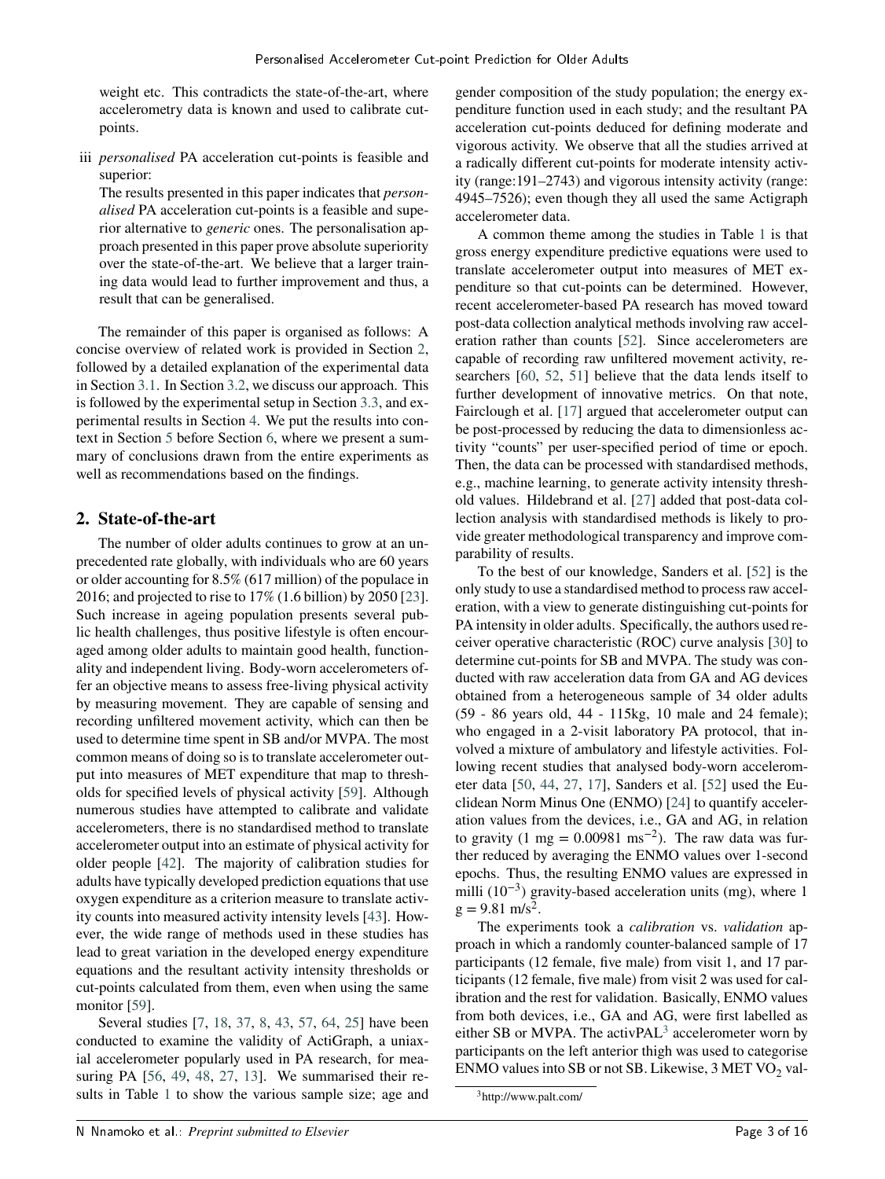weight etc. This contradicts the state-of-the-art, where accelerometry data is known and used to calibrate cut-points.

iii *personalised* PA acceleration cut-points is feasible and superior:
   The results presented in this paper indicates that *personalised* PA acceleration cut-points is a feasible and superior alternative to *generic* ones. The personalisation approach presented in this paper prove absolute superiority over the state-of-the-art. We believe that a larger training data would lead to further improvement and thus, a result that can be generalised.

The remainder of this paper is organised as follows: A concise overview of related work is provided in Section 2, followed by a detailed explanation of the experimental data in Section 3.1. In Section 3.2, we discuss our approach. This is followed by the experimental setup in Section 3.3, and experimental results in Section 4. We put the results into context in Section 5 before Section 6, where we present a summary of conclusions drawn from the entire experiments as well as recommendations based on the findings.

## 2. State-of-the-art

The number of older adults continues to grow at an unprecedented rate globally, with individuals who are 60 years or older accounting for 8.5% (617 million) of the populace in 2016; and projected to rise to 17% (1.6 billion) by 2050 [23]. Such increase in ageing population presents several public health challenges, thus positive lifestyle is often encouraged among older adults to maintain good health, functionality and independent living. Body-worn accelerometers offer an objective means to assess free-living physical activity by measuring movement. They are capable of sensing and recording unfiltered movement activity, which can then be used to determine time spent in SB and/or MVPA. The most common means of doing so is to translate accelerometer output into measures of MET expenditure that map to thresholds for specified levels of physical activity [59]. Although numerous studies have attempted to calibrate and validate accelerometers, there is no standardised method to translate accelerometer output into an estimate of physical activity for older people [42]. The majority of calibration studies for adults have typically developed prediction equations that use oxygen expenditure as a criterion measure to translate activity counts into measured activity intensity levels [43]. However, the wide range of methods used in these studies has lead to great variation in the developed energy expenditure equations and the resultant activity intensity thresholds or cut-points calculated from them, even when using the same monitor [59].

Several studies [7, 18, 37, 8, 43, 57, 64, 25] have been conducted to examine the validity of ActiGraph, a uniaxial accelerometer popularly used in PA research, for measuring PA [56, 49, 48, 27, 13]. We summarised their results in Table 1 to show the various sample size; age and gender composition of the study population; the energy expenditure function used in each study; and the resultant PA acceleration cut-points deduced for defining moderate and vigorous activity. We observe that all the studies arrived at a radically different cut-points for moderate intensity activity (range:191–2743) and vigorous intensity activity (range: 4945–7526); even though they all used the same Actigraph accelerometer data.

A common theme among the studies in Table 1 is that gross energy expenditure predictive equations were used to translate accelerometer output into measures of MET expenditure so that cut-points can be determined. However, recent accelerometer-based PA research has moved toward post-data collection analytical methods involving raw acceleration rather than counts [52]. Since accelerometers are capable of recording raw unfiltered movement activity, researchers [60, 52, 51] believe that the data lends itself to further development of innovative metrics. On that note, Fairclough et al. [17] argued that accelerometer output can be post-processed by reducing the data to dimensionless activity "counts" per user-specified period of time or epoch. Then, the data can be processed with standardised methods, e.g., machine learning, to generate activity intensity threshold values. Hildebrand et al. [27] added that post-data collection analysis with standardised methods is likely to provide greater methodological transparency and improve comparability of results.

To the best of our knowledge, Sanders et al. [52] is the only study to use a standardised method to process raw acceleration, with a view to generate distinguishing cut-points for PA intensity in older adults. Specifically, the authors used receiver operative characteristic (ROC) curve analysis [30] to determine cut-points for SB and MVPA. The study was conducted with raw acceleration data from GA and AG devices obtained from a heterogeneous sample of 34 older adults (59 - 86 years old, 44 - 115kg, 10 male and 24 female); who engaged in a 2-visit laboratory PA protocol, that involved a mixture of ambulatory and lifestyle activities. Following recent studies that analysed body-worn accelerometer data [50, 44, 27, 17], Sanders et al. [52] used the Euclidean Norm Minus One (ENMO) [24] to quantify acceleration values from the devices, i.e., GA and AG, in relation to gravity (1 mg = 0.00981 $ms^{-2}$). The raw data was further reduced by averaging the ENMO values over 1-second epochs. Thus, the resulting ENMO values are expressed in milli ($10^{-3}$) gravity-based acceleration units (mg), where 1 g = 9.81 m/$s^2$.

The experiments took a *calibration* vs. *validation* approach in which a randomly counter-balanced sample of 17 participants (12 female, five male) from visit 1, and 17 participants (12 female, five male) from visit 2 was used for calibration and the rest for validation. Basically, ENMO values from both devices, i.e., GA and AG, were first labelled as either SB or MVPA. The activPAL[3] accelerometer worn by participants on the left anterior thigh was used to categorise ENMO values into SB or not SB. Likewise, 3 MET $VO_2$ val-

[3] http://www.palt.com/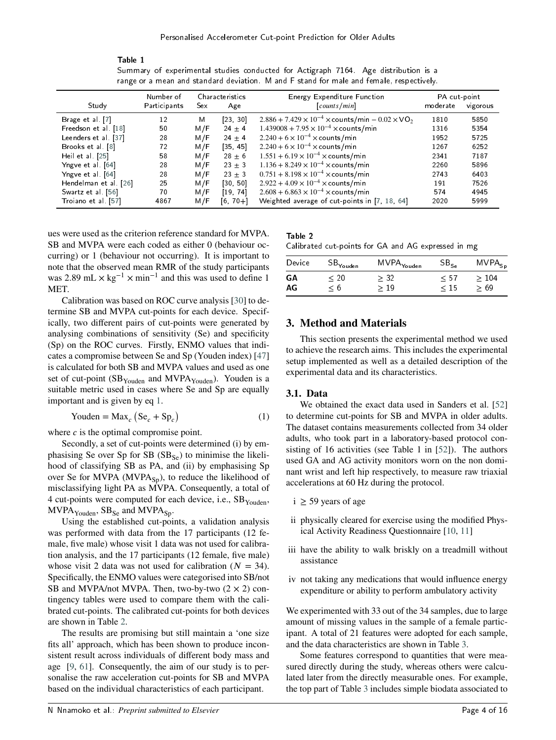Table 1
Summary of experimental studies conducted for Actigraph 7164. Age distribution is a range or a mean and standard deviation. M and F stand for male and female, respectively.

| Study | Number of Participants | Characteristics | | Energy Expenditure Function | PA cut-point | |
|---|---|---|---|---|---|---|
| | | Sex | Age | [*counts/min*] | moderate | vigorous |
| Brage et al. [7] | 12 | M | [23, 30] | $2.886 + 7.429 \times 10^{-4} \times$ counts/min $- 0.02 \times VO_2$ | 1810 | 5850 |
| Freedson et al. [18] | 50 | M/F | 24 ± 4 | $1.439008 + 7.95 \times 10^{-4} \times$ counts/min | 1316 | 5354 |
| Leenders et al. [37] | 28 | M/F | 24 ± 4 | $2.240 + 6 \times 10^{-4} \times$ counts/min | 1952 | 5725 |
| Brooks et al. [8] | 72 | M/F | [35, 45] | $2.240 + 6 \times 10^{-4} \times$ counts/min | 1267 | 6252 |
| Heil et al. [25] | 58 | M/F | 28 ± 6 | $1.551 + 6.19 \times 10^{-4} \times$ counts/min | 2341 | 7187 |
| Yngve et al. [64] | 28 | M/F | 23 ± 3 | $1.136 + 8.249 \times 10^{-4} \times$ counts/min | 2260 | 5896 |
| Yngve et al. [64] | 28 | M/F | 23 ± 3 | $0.751 + 8.198 \times 10^{-4} \times$ counts/min | 2743 | 6403 |
| Hendelman et al. [26] | 25 | M/F | [30, 50] | $2.922 + 4.09 \times 10^{-4} \times$ counts/min | 191 | 7526 |
| Swartz et al. [56] | 70 | M/F | [19, 74] | $2.608 + 6.863 \times 10^{-4} \times$ counts/min | 574 | 4945 |
| Troiano et al. [57] | 4867 | M/F | [6, 70+] | Weighted average of cut-points in [7, 18, 64] | 2020 | 5999 |

ues were used as the criterion reference standard for MVPA. SB and MVPA were each coded as either 0 (behaviour occurring) or 1 (behaviour not occurring). It is important to note that the observed mean RMR of the study participants was 2.89 mL $\times$ kg$^{-1}$ $\times$ min$^{-1}$ and this was used to define 1 MET.

Calibration was based on ROC curve analysis [30] to determine SB and MVPA cut-points for each device. Specifically, two different pairs of cut-points were generated by analysing combinations of sensitivity (Se) and specificity (Sp) on the ROC curves. Firstly, ENMO values that indicates a compromise between Se and Sp (Youden index) [47] is calculated for both SB and MVPA values and used as one set of cut-point ($SB_{Youden}$ and $MVPA_{Youden}$). Youden is a suitable metric used in cases where Se and Sp are equally important and is given by eq 1.

$$\text{Youden} = \text{Max}_c \left(\text{Se}_c + \text{Sp}_c\right) \tag{1}$$

where $c$ is the optimal compromise point.

Secondly, a set of cut-points were determined (i) by emphasising Se over Sp for SB ($SB_{Se}$) to minimise the likelihood of classifying SB as PA, and (ii) by emphasising Sp over Se for MVPA ($MVPA_{Sp}$), to reduce the likelihood of misclassifying light PA as MVPA. Consequently, a total of 4 cut-points were computed for each device, i.e., $SB_{Youden}$, $MVPA_{Youden}$, $SB_{Se}$ and $MVPA_{Sp}$.

Using the established cut-points, a validation analysis was performed with data from the 17 participants (12 female, five male) whose visit 1 data was not used for calibration analysis, and the 17 participants (12 female, five male) whose visit 2 data was not used for calibration ($N = 34$). Specifically, the ENMO values were categorised into SB/not SB and MVPA/not MVPA. Then, two-by-two ($2 \times 2$) contingency tables were used to compare them with the calibrated cut-points. The calibrated cut-points for both devices are shown in Table 2.

The results are promising but still maintain a 'one size fits all' approach, which has been shown to produce inconsistent result across individuals of different body mass and age [9, 61]. Consequently, the aim of our study is to personalise the raw acceleration cut-points for SB and MVPA based on the individual characteristics of each participant.

Table 2
Calibrated cut-points for GA and AG expressed in mg

| Device | $SB_{Youden}$ | $MVPA_{Youden}$ | $SB_{Se}$ | $MVPA_{Sp}$ |
|---|---|---|---|---|
| **GA** | ≤ 20 | ≥ 32 | ≤ 57 | ≥ 104 |
| **AG** | ≤ 6 | ≥ 19 | ≤ 15 | ≥ 69 |

## 3. Method and Materials

This section presents the experimental method we used to achieve the research aims. This includes the experimental setup implemented as well as a detailed description of the experimental data and its characteristics.

### 3.1. Data

We obtained the exact data used in Sanders et al. [52] to determine cut-points for SB and MVPA in older adults. The dataset contains measurements collected from 34 older adults, who took part in a laboratory-based protocol consisting of 16 activities (see Table 1 in [52]). The authors used GA and AG activity monitors worn on the non dominant wrist and left hip respectively, to measure raw triaxial accelerations at 60 Hz during the protocol.

- i ≥ 59 years of age
- ii physically cleared for exercise using the modified Physical Activity Readiness Questionnaire [10, 11]
- iii have the ability to walk briskly on a treadmill without assistance
- iv not taking any medications that would influence energy expenditure or ability to perform ambulatory activity

We experimented with 33 out of the 34 samples, due to large amount of missing values in the sample of a female participant. A total of 21 features were adopted for each sample, and the data characteristics are shown in Table 3.

Some features correspond to quantities that were measured directly during the study, whereas others were calculated later from the directly measurable ones. For example, the top part of Table 3 includes simple biodata associated to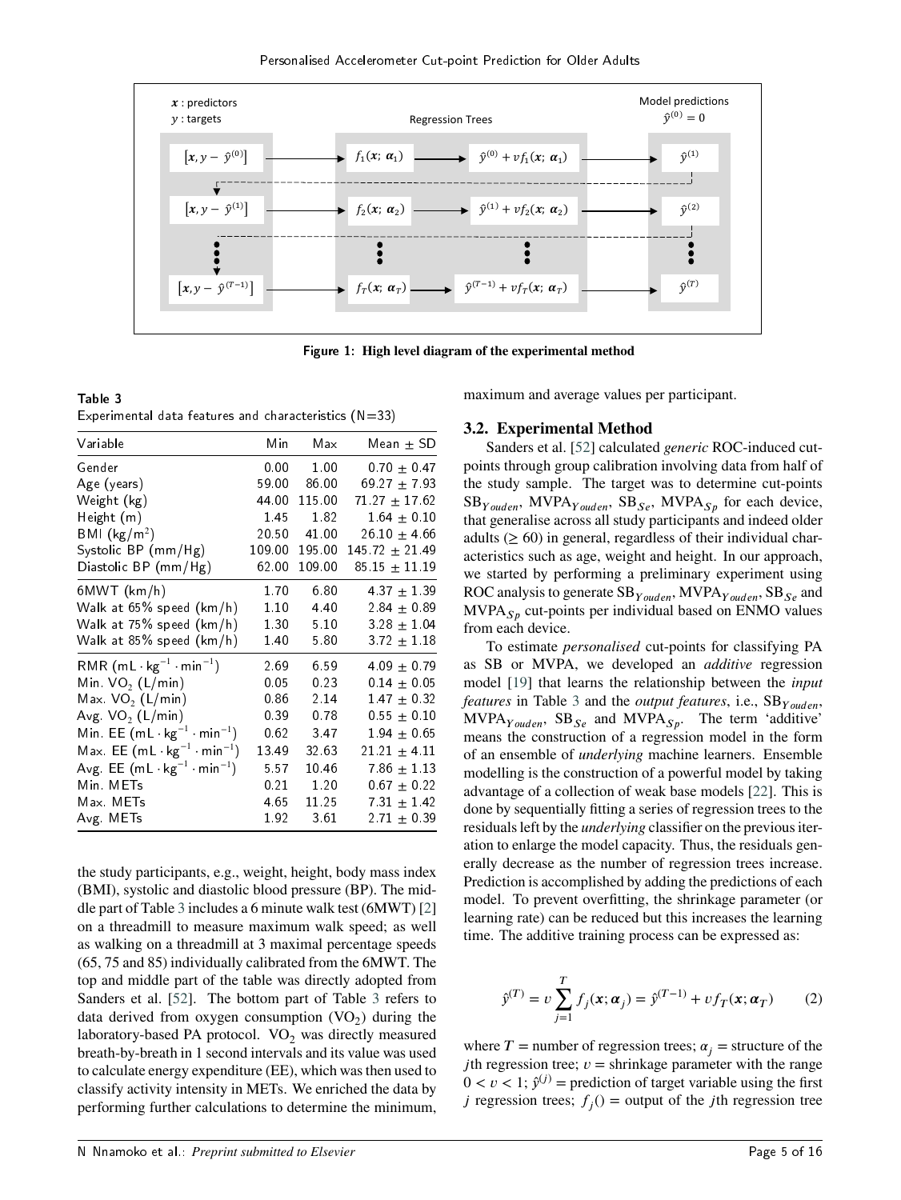Figure 1: High level diagram of the experimental method

**Table 3**
Experimental data features and characteristics (N=33)

| Variable | Min | Max | Mean ± SD |
|---|---|---|---|
| Gender | 0.00 | 1.00 | 0.70 ± 0.47 |
| Age (years) | 59.00 | 86.00 | 69.27 ± 7.93 |
| Weight (kg) | 44.00 | 115.00 | 71.27 ± 17.62 |
| Height (m) | 1.45 | 1.82 | 1.64 ± 0.10 |
| BMI (kg/m$^2$) | 20.50 | 41.00 | 26.10 ± 4.66 |
| Systolic BP (mm/Hg) | 109.00 | 195.00 | 145.72 ± 21.49 |
| Diastolic BP (mm/Hg) | 62.00 | 109.00 | 85.15 ± 11.19 |
| 6MWT (km/h) | 1.70 | 6.80 | 4.37 ± 1.39 |
| Walk at 65% speed (km/h) | 1.10 | 4.40 | 2.84 ± 0.89 |
| Walk at 75% speed (km/h) | 1.30 | 5.10 | 3.28 ± 1.04 |
| Walk at 85% speed (km/h) | 1.40 | 5.80 | 3.72 ± 1.18 |
| RMR (mL · kg$^{-1}$ · min$^{-1}$) | 2.69 | 6.59 | 4.09 ± 0.79 |
| Min. VO$_2$ (L/min) | 0.05 | 0.23 | 0.14 ± 0.05 |
| Max. VO$_2$ (L/min) | 0.86 | 2.14 | 1.47 ± 0.32 |
| Avg. VO$_2$ (L/min) | 0.39 | 0.78 | 0.55 ± 0.10 |
| Min. EE (mL · kg$^{-1}$ · min$^{-1}$) | 0.62 | 3.47 | 1.94 ± 0.65 |
| Max. EE (mL · kg$^{-1}$ · min$^{-1}$) | 13.49 | 32.63 | 21.21 ± 4.11 |
| Avg. EE (mL · kg$^{-1}$ · min$^{-1}$) | 5.57 | 10.46 | 7.86 ± 1.13 |
| Min. METs | 0.21 | 1.20 | 0.67 ± 0.22 |
| Max. METs | 4.65 | 11.25 | 7.31 ± 1.42 |
| Avg. METs | 1.92 | 3.61 | 2.71 ± 0.39 |

the study participants, e.g., weight, height, body mass index (BMI), systolic and diastolic blood pressure (BP). The middle part of Table 3 includes a 6 minute walk test (6MWT) [2] on a threadmill to measure maximum walk speed; as well as walking on a threadmill at 3 maximal percentage speeds (65, 75 and 85) individually calibrated from the 6MWT. The top and middle part of the table was directly adopted from Sanders et al. [52]. The bottom part of Table 3 refers to data derived from oxygen consumption (VO$_2$) during the laboratory-based PA protocol. VO$_2$ was directly measured breath-by-breath in 1 second intervals and its value was used to calculate energy expenditure (EE), which was then used to classify activity intensity in METs. We enriched the data by performing further calculations to determine the minimum, maximum and average values per participant.

### 3.2. Experimental Method

Sanders et al. [52] calculated *generic* ROC-induced cut-points through group calibration involving data from half of the study sample. The target was to determine cut-points $\text{SB}_{Youden}$, $\text{MVPA}_{Youden}$, $\text{SB}_{Se}$, $\text{MVPA}_{Sp}$ for each device, that generalise across all study participants and indeed older adults ($\geq 60$) in general, regardless of their individual characteristics such as age, weight and height. In our approach, we started by performing a preliminary experiment using ROC analysis to generate $\text{SB}_{Youden}$, $\text{MVPA}_{Youden}$, $\text{SB}_{Se}$ and $\text{MVPA}_{Sp}$ cut-points per individual based on ENMO values from each device.

To estimate *personalised* cut-points for classifying PA as SB or MVPA, we developed an *additive* regression model [19] that learns the relationship between the *input features* in Table 3 and the *output features*, i.e., $\text{SB}_{Youden}$, $\text{MVPA}_{Youden}$, $\text{SB}_{Se}$ and $\text{MVPA}_{Sp}$. The term 'additive' means the construction of a regression model in the form of an ensemble of *underlying* machine learners. Ensemble modelling is the construction of a powerful model by taking advantage of a collection of weak base models [22]. This is done by sequentially fitting a series of regression trees to the residuals left by the *underlying* classifier on the previous iteration to enlarge the model capacity. Thus, the residuals generally decrease as the number of regression trees increase. Prediction is accomplished by adding the predictions of each model. To prevent overfitting, the shrinkage parameter (or learning rate) can be reduced but this increases the learning time. The additive training process can be expressed as:

$$\hat{y}^{(T)} = \upsilon \sum_{j=1}^{T} f_j(\boldsymbol{x}; \boldsymbol{\alpha}_j) = \hat{y}^{(T-1)} + \upsilon f_T(\boldsymbol{x}; \boldsymbol{\alpha}_T) \tag{2}$$

where $T$ = number of regression trees; $\boldsymbol{\alpha}_j$ = structure of the $j$th regression tree; $\upsilon$ = shrinkage parameter with the range $0 < \upsilon < 1$; $\hat{y}^{(j)}$ = prediction of target variable using the first $j$ regression trees; $f_j()$ = output of the $j$th regression tree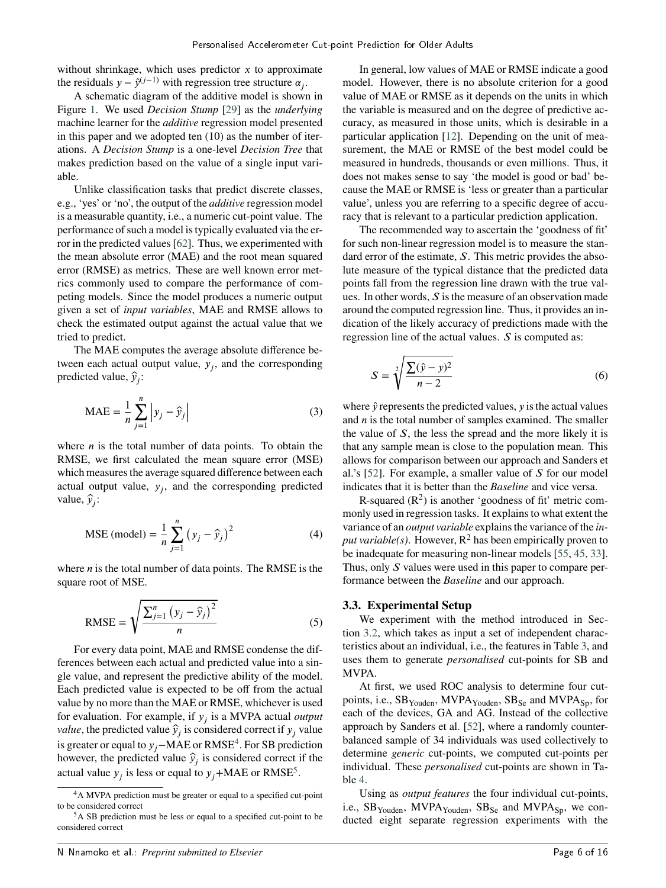without shrinkage, which uses predictor $x$ to approximate the residuals $y - \hat{y}^{(j-1)}$ with regression tree structure $\alpha_j$.

A schematic diagram of the additive model is shown in Figure 1. We used *Decision Stump* [29] as the *underlying* machine learner for the *additive* regression model presented in this paper and we adopted ten (10) as the number of iterations. A *Decision Stump* is a one-level *Decision Tree* that makes prediction based on the value of a single input variable.

Unlike classification tasks that predict discrete classes, e.g., 'yes' or 'no', the output of the *additive* regression model is a measurable quantity, i.e., a numeric cut-point value. The performance of such a model is typically evaluated via the error in the predicted values [62]. Thus, we experimented with the mean absolute error (MAE) and the root mean squared error (RMSE) as metrics. These are well known error metrics commonly used to compare the performance of competing models. Since the model produces a numeric output given a set of *input variables*, MAE and RMSE allows to check the estimated output against the actual value that we tried to predict.

The MAE computes the average absolute difference between each actual output value, $y_j$, and the corresponding predicted value, $\hat{y}_j$:

$$\text{MAE} = \frac{1}{n}\sum_{j=1}^{n}\left|y_j - \hat{y}_j\right| \tag{3}$$

where $n$ is the total number of data points. To obtain the RMSE, we first calculated the mean square error (MSE) which measures the average squared difference between each actual output value, $y_j$, and the corresponding predicted value, $\hat{y}_j$:

$$\text{MSE (model)} = \frac{1}{n}\sum_{j=1}^{n}\left(y_j - \hat{y}_j\right)^2 \tag{4}$$

where $n$ is the total number of data points. The RMSE is the square root of MSE.

$$\text{RMSE} = \sqrt{\frac{\sum_{j=1}^{n}\left(y_j - \hat{y}_j\right)^2}{n}} \tag{5}$$

For every data point, MAE and RMSE condense the differences between each actual and predicted value into a single value, and represent the predictive ability of the model. Each predicted value is expected to be off from the actual value by no more than the MAE or RMSE, whichever is used for evaluation. For example, if $y_j$ is a MVPA actual *output value*, the predicted value $\hat{y}_j$ is considered correct if $y_j$ value is greater or equal to $y_j$−MAE or RMSE[4]. For SB prediction however, the predicted value $\hat{y}_j$ is considered correct if the actual value $y_j$ is less or equal to $y_j$+MAE or RMSE[5].

[4] A MVPA prediction must be greater or equal to a specified cut-point to be considered correct

[5] A SB prediction must be less or equal to a specified cut-point to be considered correct

In general, low values of MAE or RMSE indicate a good model. However, there is no absolute criterion for a good value of MAE or RMSE as it depends on the units in which the variable is measured and on the degree of predictive accuracy, as measured in those units, which is desirable in a particular application [12]. Depending on the unit of measurement, the MAE or RMSE of the best model could be measured in hundreds, thousands or even millions. Thus, it does not makes sense to say 'the model is good or bad' because the MAE or RMSE is 'less or greater than a particular value', unless you are referring to a specific degree of accuracy that is relevant to a particular prediction application.

The recommended way to ascertain the 'goodness of fit' for such non-linear regression model is to measure the standard error of the estimate, $S$. This metric provides the absolute measure of the typical distance that the predicted data points fall from the regression line drawn with the true values. In other words, $S$ is the measure of an observation made around the computed regression line. Thus, it provides an indication of the likely accuracy of predictions made with the regression line of the actual values. $S$ is computed as:

$$S = \sqrt[2]{\frac{\sum(\hat{y} - y)^2}{n-2}} \tag{6}$$

where $\hat{y}$ represents the predicted values, $y$ is the actual values and $n$ is the total number of samples examined. The smaller the value of $S$, the less the spread and the more likely it is that any sample mean is close to the population mean. This allows for comparison between our approach and Sanders et al.'s [52]. For example, a smaller value of $S$ for our model indicates that it is better than the *Baseline* and vice versa.

R-squared ($R^2$) is another 'goodness of fit' metric commonly used in regression tasks. It explains to what extent the variance of an *output variable* explains the variance of the *input variable(s)*. However, $R^2$ has been empirically proven to be inadequate for measuring non-linear models [55, 45, 33]. Thus, only $S$ values were used in this paper to compare performance between the *Baseline* and our approach.

### 3.3. Experimental Setup

We experiment with the method introduced in Section 3.2, which takes as input a set of independent characteristics about an individual, i.e., the features in Table 3, and uses them to generate *personalised* cut-points for SB and MVPA.

At first, we used ROC analysis to determine four cut-points, i.e., $\text{SB}_{\text{Youden}}$, $\text{MVPA}_{\text{Youden}}$, $\text{SB}_{\text{Se}}$ and $\text{MVPA}_{\text{Sp}}$, for each of the devices, GA and AG. Instead of the collective approach by Sanders et al. [52], where a randomly counter-balanced sample of 34 individuals was used collectively to determine *generic* cut-points, we computed cut-points per individual. These *personalised* cut-points are shown in Table 4.

Using as *output features* the four individual cut-points, i.e., $\text{SB}_{\text{Youden}}$, $\text{MVPA}_{\text{Youden}}$, $\text{SB}_{\text{Se}}$ and $\text{MVPA}_{\text{Sp}}$, we conducted eight separate regression experiments with the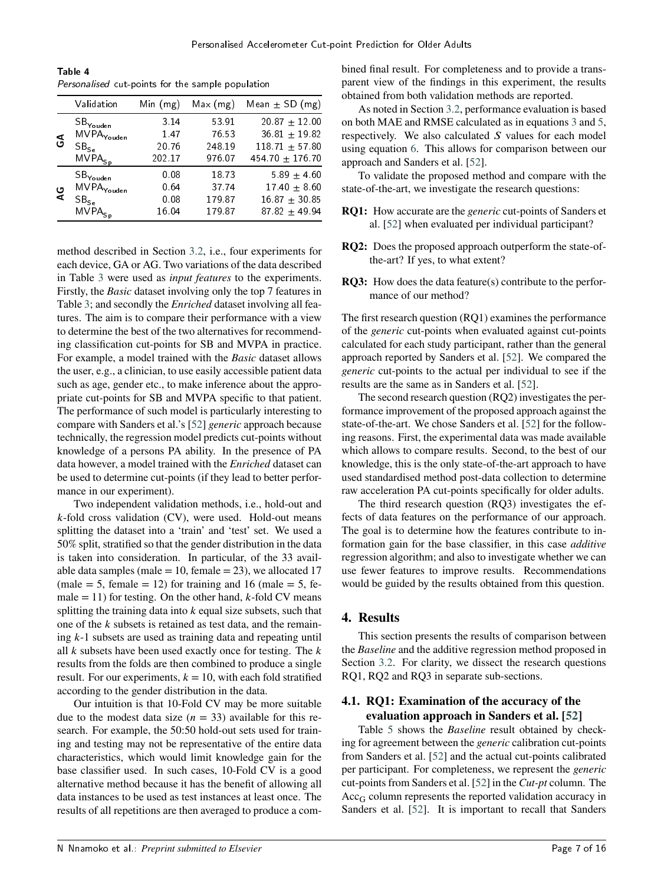**Table 4**
*Personalised* cut-points for the sample population

| | Validation | Min (mg) | Max (mg) | Mean ± SD (mg) |
|---|---|---|---|---|
| GA | $SB_{Youden}$ | 3.14 | 53.91 | 20.87 ± 12.00 |
| | $MVPA_{Youden}$ | 1.47 | 76.53 | 36.81 ± 19.82 |
| | $SB_{Se}$ | 20.76 | 248.19 | 118.71 ± 57.80 |
| | $MVPA_{Sp}$ | 202.17 | 976.07 | 454.70 ± 176.70 |
| AG | $SB_{Youden}$ | 0.08 | 18.73 | 5.89 ± 4.60 |
| | $MVPA_{Youden}$ | 0.64 | 37.74 | 17.40 ± 8.60 |
| | $SB_{Se}$ | 0.08 | 179.87 | 16.87 ± 30.85 |
| | $MVPA_{Sp}$ | 16.04 | 179.87 | 87.82 ± 49.94 |

method described in Section 3.2, i.e., four experiments for each device, GA or AG. Two variations of the data described in Table 3 were used as *input features* to the experiments. Firstly, the *Basic* dataset involving only the top 7 features in Table 3; and secondly the *Enriched* dataset involving all features. The aim is to compare their performance with a view to determine the best of the two alternatives for recommending classification cut-points for SB and MVPA in practice. For example, a model trained with the *Basic* dataset allows the user, e.g., a clinician, to use easily accessible patient data such as age, gender etc., to make inference about the appropriate cut-points for SB and MVPA specific to that patient. The performance of such model is particularly interesting to compare with Sanders et al.'s [52] *generic* approach because technically, the regression model predicts cut-points without knowledge of a persons PA ability. In the presence of PA data however, a model trained with the *Enriched* dataset can be used to determine cut-points (if they lead to better performance in our experiment).

Two independent validation methods, i.e., hold-out and $k$-fold cross validation (CV), were used. Hold-out means splitting the dataset into a 'train' and 'test' set. We used a 50% split, stratified so that the gender distribution in the data is taken into consideration. In particular, of the 33 available data samples (male = 10, female = 23), we allocated 17 (male = 5, female = 12) for training and 16 (male = 5, female = 11) for testing. On the other hand, $k$-fold CV means splitting the training data into $k$ equal size subsets, such that one of the $k$ subsets is retained as test data, and the remaining $k$-1 subsets are used as training data and repeating until all $k$ subsets have been used exactly once for testing. The $k$ results from the folds are then combined to produce a single result. For our experiments, $k = 10$, with each fold stratified according to the gender distribution in the data.

Our intuition is that 10-Fold CV may be more suitable due to the modest data size ($n = 33$) available for this research. For example, the 50:50 hold-out sets used for training and testing may not be representative of the entire data characteristics, which would limit knowledge gain for the base classifier used. In such cases, 10-Fold CV is a good alternative method because it has the benefit of allowing all data instances to be used as test instances at least once. The results of all repetitions are then averaged to produce a combined final result. For completeness and to provide a transparent view of the findings in this experiment, the results obtained from both validation methods are reported.

As noted in Section 3.2, performance evaluation is based on both MAE and RMSE calculated as in equations 3 and 5, respectively. We also calculated $S$ values for each model using equation 6. This allows for comparison between our approach and Sanders et al. [52].

To validate the proposed method and compare with the state-of-the-art, we investigate the research questions:

**RQ1:** How accurate are the *generic* cut-points of Sanders et al. [52] when evaluated per individual participant?

**RQ2:** Does the proposed approach outperform the state-of-the-art? If yes, to what extent?

**RQ3:** How does the data feature(s) contribute to the performance of our method?

The first research question (RQ1) examines the performance of the *generic* cut-points when evaluated against cut-points calculated for each study participant, rather than the general approach reported by Sanders et al. [52]. We compared the *generic* cut-points to the actual per individual to see if the results are the same as in Sanders et al. [52].

The second research question (RQ2) investigates the performance improvement of the proposed approach against the state-of-the-art. We chose Sanders et al. [52] for the following reasons. First, the experimental data was made available which allows to compare results. Second, to the best of our knowledge, this is the only state-of-the-art approach to have used standardised method post-data collection to determine raw acceleration PA cut-points specifically for older adults.

The third research question (RQ3) investigates the effects of data features on the performance of our approach. The goal is to determine how the features contribute to information gain for the base classifier, in this case *additive* regression algorithm; and also to investigate whether we can use fewer features to improve results. Recommendations would be guided by the results obtained from this question.

## 4. Results

This section presents the results of comparison between the *Baseline* and the additive regression method proposed in Section 3.2. For clarity, we dissect the research questions RQ1, RQ2 and RQ3 in separate sub-sections.

### 4.1. RQ1: Examination of the accuracy of the evaluation approach in Sanders et al. [52]

Table 5 shows the *Baseline* result obtained by checking for agreement between the *generic* calibration cut-points from Sanders et al. [52] and the actual cut-points calibrated per participant. For completeness, we represent the *generic* cut-points from Sanders et al. [52] in the *Cut-pt* column. The $Acc_G$ column represents the reported validation accuracy in Sanders et al. [52]. It is important to recall that Sanders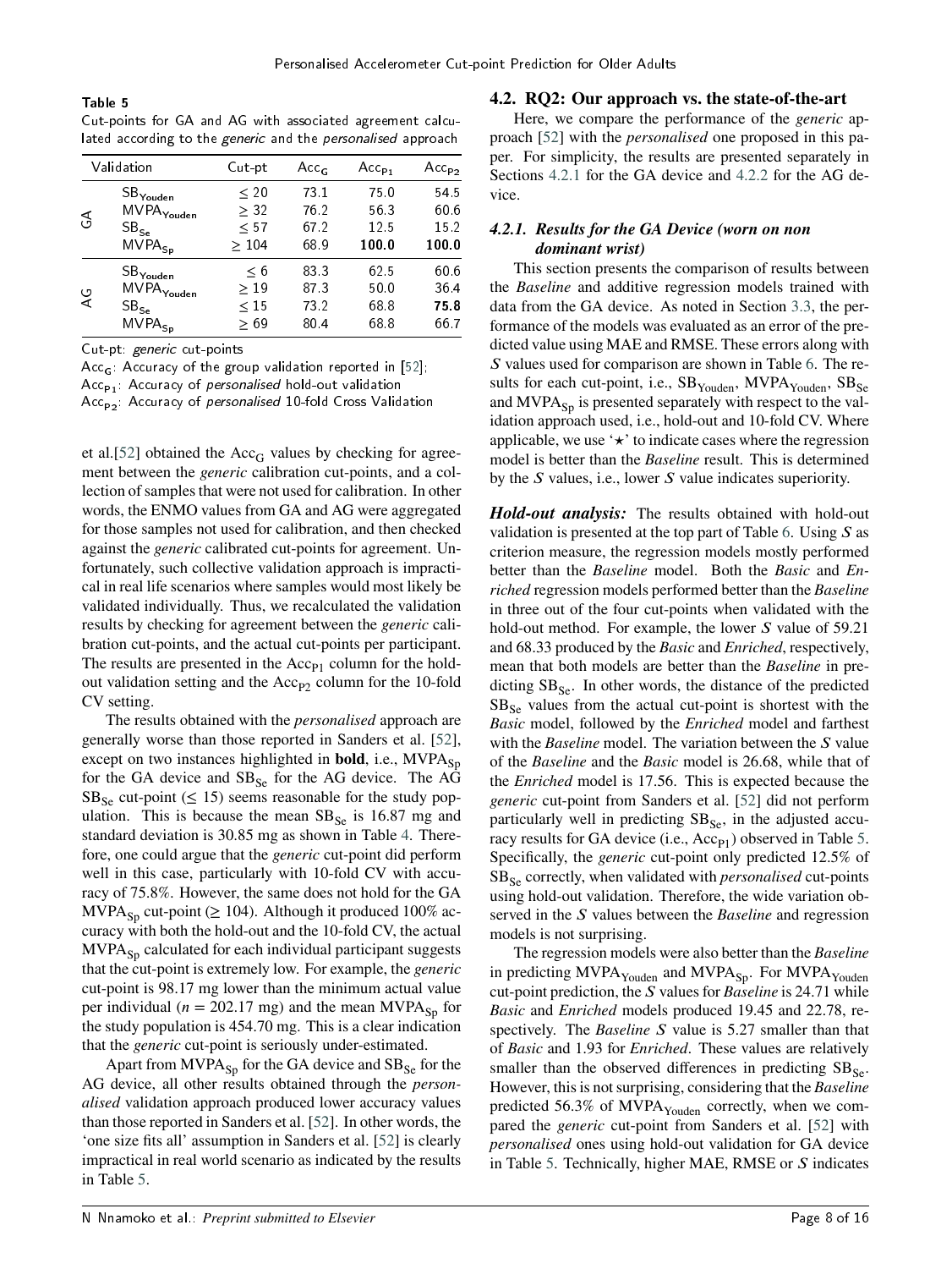**Table 5**
Cut-points for GA and AG with associated agreement calculated according to the *generic* and the *personalised* approach

| Validation | | Cut-pt | $Acc_G$ | $Acc_{P_1}$ | $Acc_{P_2}$ |
|---|---|---|---|---|---|
| GA | $SB_{Youden}$ | $\leq 20$ | 73.1 | 75.0 | 54.5 |
| | $MVPA_{Youden}$ | $\geq 32$ | 76.2 | 56.3 | 60.6 |
| | $SB_{Se}$ | $\leq 57$ | 67.2 | 12.5 | 15.2 |
| | $MVPA_{Sp}$ | $\geq 104$ | 68.9 | **100.0** | **100.0** |
| AG | $SB_{Youden}$ | $\leq 6$ | 83.3 | 62.5 | 60.6 |
| | $MVPA_{Youden}$ | $\geq 19$ | 87.3 | 50.0 | 36.4 |
| | $SB_{Se}$ | $\leq 15$ | 73.2 | 68.8 | **75.8** |
| | $MVPA_{Sp}$ | $\geq 69$ | 80.4 | 68.8 | 66.7 |

Cut-pt: *generic* cut-points
$Acc_G$: Accuracy of the group validation reported in [52];
$Acc_{P_1}$: Accuracy of *personalised* hold-out validation
$Acc_{P_2}$: Accuracy of *personalised* 10-fold Cross Validation

et al.[52] obtained the $Acc_G$ values by checking for agreement between the *generic* calibration cut-points, and a collection of samples that were not used for calibration. In other words, the ENMO values from GA and AG were aggregated for those samples not used for calibration, and then checked against the *generic* calibrated cut-points for agreement. Unfortunately, such collective validation approach is impractical in real life scenarios where samples would most likely be validated individually. Thus, we recalculated the validation results by checking for agreement between the *generic* calibration cut-points, and the actual cut-points per participant. The results are presented in the $Acc_{P1}$ column for the hold-out validation setting and the $Acc_{P2}$ column for the 10-fold CV setting.

The results obtained with the *personalised* approach are generally worse than those reported in Sanders et al. [52], except on two instances highlighted in **bold**, i.e., $MVPA_{Sp}$ for the GA device and $SB_{Se}$ for the AG device. The AG $SB_{Se}$ cut-point ($\leq 15$) seems reasonable for the study population. This is because the mean $SB_{Se}$ is 16.87 mg and standard deviation is 30.85 mg as shown in Table 4. Therefore, one could argue that the *generic* cut-point did perform well in this case, particularly with 10-fold CV with accuracy of 75.8%. However, the same does not hold for the GA $MVPA_{Sp}$ cut-point ($\geq 104$). Although it produced 100% accuracy with both the hold-out and the 10-fold CV, the actual $MVPA_{Sp}$ calculated for each individual participant suggests that the cut-point is extremely low. For example, the *generic* cut-point is 98.17 mg lower than the minimum actual value per individual ($n$ = 202.17 mg) and the mean $MVPA_{Sp}$ for the study population is 454.70 mg. This is a clear indication that the *generic* cut-point is seriously under-estimated.

Apart from $MVPA_{Sp}$ for the GA device and $SB_{Se}$ for the AG device, all other results obtained through the *personalised* validation approach produced lower accuracy values than those reported in Sanders et al. [52]. In other words, the 'one size fits all' assumption in Sanders et al. [52] is clearly impractical in real world scenario as indicated by the results in Table 5.

## 4.2. RQ2: Our approach vs. the state-of-the-art

Here, we compare the performance of the *generic* approach [52] with the *personalised* one proposed in this paper. For simplicity, the results are presented separately in Sections 4.2.1 for the GA device and 4.2.2 for the AG device.

### 4.2.1. Results for the GA Device (worn on non dominant wrist)

This section presents the comparison of results between the *Baseline* and additive regression models trained with data from the GA device. As noted in Section 3.3, the performance of the models was evaluated as an error of the predicted value using MAE and RMSE. These errors along with $S$ values used for comparison are shown in Table 6. The results for each cut-point, i.e., $SB_{Youden}$, $MVPA_{Youden}$, $SB_{Se}$ and $MVPA_{Sp}$ is presented separately with respect to the validation approach used, i.e., hold-out and 10-fold CV. Where applicable, we use '⋆' to indicate cases where the regression model is better than the *Baseline* result. This is determined by the $S$ values, i.e., lower $S$ value indicates superiority.

***Hold-out analysis:*** The results obtained with hold-out validation is presented at the top part of Table 6. Using $S$ as criterion measure, the regression models mostly performed better than the *Baseline* model. Both the *Basic* and *Enriched* regression models performed better than the *Baseline* in three out of the four cut-points when validated with the hold-out method. For example, the lower $S$ value of 59.21 and 68.33 produced by the *Basic* and *Enriched*, respectively, mean that both models are better than the *Baseline* in predicting $SB_{Se}$. In other words, the distance of the predicted $SB_{Se}$ values from the actual cut-point is shortest with the *Basic* model, followed by the *Enriched* model and farthest with the *Baseline* model. The variation between the $S$ value of the *Baseline* and the *Basic* model is 26.68, while that of the *Enriched* model is 17.56. This is expected because the *generic* cut-point from Sanders et al. [52] did not perform particularly well in predicting $SB_{Se}$, in the adjusted accuracy results for GA device (i.e., $Acc_{P1}$) observed in Table 5. Specifically, the *generic* cut-point only predicted 12.5% of $SB_{Se}$ correctly, when validated with *personalised* cut-points using hold-out validation. Therefore, the wide variation observed in the $S$ values between the *Baseline* and regression models is not surprising.

The regression models were also better than the *Baseline* in predicting $MVPA_{Youden}$ and $MVPA_{Sp}$. For $MVPA_{Youden}$ cut-point prediction, the $S$ values for *Baseline* is 24.71 while *Basic* and *Enriched* models produced 19.45 and 22.78, respectively. The *Baseline* $S$ value is 5.27 smaller than that of *Basic* and 1.93 for *Enriched*. These values are relatively smaller than the observed differences in predicting $SB_{Se}$. However, this is not surprising, considering that the *Baseline* predicted 56.3% of $MVPA_{Youden}$ correctly, when we compared the *generic* cut-point from Sanders et al. [52] with *personalised* ones using hold-out validation for GA device in Table 5. Technically, higher MAE, RMSE or $S$ indicates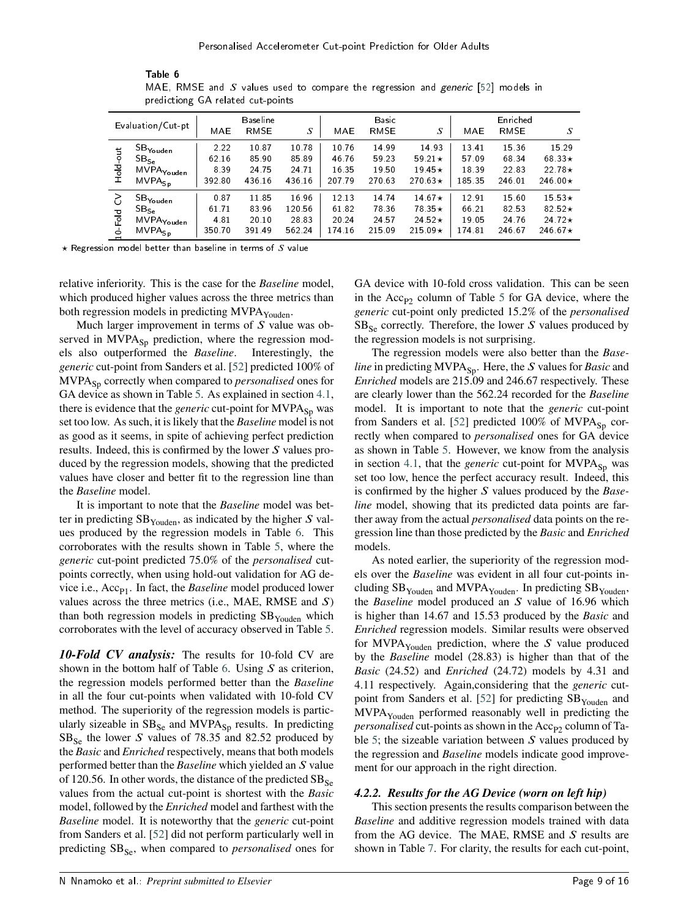**Table 6**
MAE, RMSE and $S$ values used to compare the regression and *generic* [52] models in predictiong GA related cut-points

| Evaluation/Cut-pt | | Baseline | | | Basic | | | Enriched | | |
|---|---|---|---|---|---|---|---|---|---|---|
| | | MAE | RMSE | $S$ | MAE | RMSE | $S$ | MAE | RMSE | $S$ |
| Hold-out | $SB_{Youden}$ | 2.22 | 10.87 | 10.78 | 10.76 | 14.99 | 14.93 | 13.41 | 15.36 | 15.29 |
| | $SB_{Se}$ | 62.16 | 85.90 | 85.89 | 46.76 | 59.23 | 59.21⋆ | 57.09 | 68.34 | 68.33⋆ |
| | $MVPA_{Youden}$ | 8.39 | 24.75 | 24.71 | 16.35 | 19.50 | 19.45⋆ | 18.39 | 22.83 | 22.78⋆ |
| | $MVPA_{Sp}$ | 392.80 | 436.16 | 436.16 | 207.79 | 270.63 | 270.63⋆ | 185.35 | 246.01 | 246.00⋆ |
| 10-Fold CV | $SB_{Youden}$ | 0.87 | 11.85 | 16.96 | 12.13 | 14.74 | 14.67⋆ | 12.91 | 15.60 | 15.53⋆ |
| | $SB_{Se}$ | 61.71 | 83.96 | 120.56 | 61.82 | 78.36 | 78.35⋆ | 66.21 | 82.53 | 82.52⋆ |
| | $MVPA_{Youden}$ | 4.81 | 20.10 | 28.83 | 20.24 | 24.57 | 24.52⋆ | 19.05 | 24.76 | 24.72⋆ |
| | $MVPA_{Sp}$ | 350.70 | 391.49 | 562.24 | 174.16 | 215.09 | 215.09⋆ | 174.81 | 246.67 | 246.67⋆ |

⋆ Regression model better than baseline in terms of $S$ value

relative inferiority. This is the case for the *Baseline* model, which produced higher values across the three metrics than both regression models in predicting $MVPA_{Youden}$.

Much larger improvement in terms of $S$ value was observed in $MVPA_{Sp}$ prediction, where the regression models also outperformed the *Baseline*. Interestingly, the *generic* cut-point from Sanders et al. [52] predicted 100% of $MVPA_{Sp}$ correctly when compared to *personalised* ones for GA device as shown in Table 5. As explained in section 4.1, there is evidence that the *generic* cut-point for $MVPA_{Sp}$ was set too low. As such, it is likely that the *Baseline* model is not as good as it seems, in spite of achieving perfect prediction results. Indeed, this is confirmed by the lower $S$ values produced by the regression models, showing that the predicted values have closer and better fit to the regression line than the *Baseline* model.

It is important to note that the *Baseline* model was better in predicting $SB_{Youden}$, as indicated by the higher $S$ values produced by the regression models in Table 6. This corroborates with the results shown in Table 5, where the *generic* cut-point predicted 75.0% of the *personalised* cut-points correctly, when using hold-out validation for AG device i.e., $Acc_{P1}$. In fact, the *Baseline* model produced lower values across the three metrics (i.e., MAE, RMSE and $S$) than both regression models in predicting $SB_{Youden}$ which corroborates with the level of accuracy observed in Table 5.

***10-Fold CV analysis:*** The results for 10-fold CV are shown in the bottom half of Table 6. Using $S$ as criterion, the regression models performed better than the *Baseline* in all the four cut-points when validated with 10-fold CV method. The superiority of the regression models is particularly sizeable in $SB_{Se}$ and $MVPA_{Sp}$ results. In predicting $SB_{Se}$ the lower $S$ values of 78.35 and 82.52 produced by the *Basic* and *Enriched* respectively, means that both models performed better than the *Baseline* which yielded an $S$ value of 120.56. In other words, the distance of the predicted $SB_{Se}$ values from the actual cut-point is shortest with the *Basic* model, followed by the *Enriched* model and farthest with the *Baseline* model. It is noteworthy that the *generic* cut-point from Sanders et al. [52] did not perform particularly well in predicting $SB_{Se}$, when compared to *personalised* ones for GA device with 10-fold cross validation. This can be seen in the $Acc_{P2}$ column of Table 5 for GA device, where the *generic* cut-point only predicted 15.2% of the *personalised* $SB_{Se}$ correctly. Therefore, the lower $S$ values produced by the regression models is not surprising.

The regression models were also better than the *Baseline* in predicting $MVPA_{Sp}$. Here, the $S$ values for *Basic* and *Enriched* models are 215.09 and 246.67 respectively. These are clearly lower than the 562.24 recorded for the *Baseline* model. It is important to note that the *generic* cut-point from Sanders et al. [52] predicted 100% of $MVPA_{Sp}$ correctly when compared to *personalised* ones for GA device as shown in Table 5. However, we know from the analysis in section 4.1, that the *generic* cut-point for $MVPA_{Sp}$ was set too low, hence the perfect accuracy result. Indeed, this is confirmed by the higher $S$ values produced by the *Baseline* model, showing that its predicted data points are farther away from the actual *personalised* data points on the regession line than those predicted by the *Basic* and *Enriched* models.

As noted earlier, the superiority of the regression models over the *Baseline* was evident in all four cut-points including $SB_{Youden}$ and $MVPA_{Youden}$. In predicting $SB_{Youden}$, the *Baseline* model produced an $S$ value of 16.96 which is higher than 14.67 and 15.53 produced by the *Basic* and *Enriched* regression models. Similar results were observed for $MVPA_{Youden}$ prediction, where the $S$ value produced by the *Baseline* model (28.83) is higher than that of the *Basic* (24.52) and *Enriched* (24.72) models by 4.31 and 4.11 respectively. Again,considering that the *generic* cut-point from Sanders et al. [52] for predicting $SB_{Youden}$ and $MVPA_{Youden}$ performed reasonably well in predicting the *personalised* cut-points as shown in the $Acc_{P2}$ column of Table 5; the sizeable variation between $S$ values produced by the regression and *Baseline* models indicate good improvement for our approach in the right direction.

#### *4.2.2. Results for the AG Device (worn on left hip)*

This section presents the results comparison between the *Baseline* and additive regression models trained with data from the AG device. The MAE, RMSE and $S$ results are shown in Table 7. For clarity, the results for each cut-point,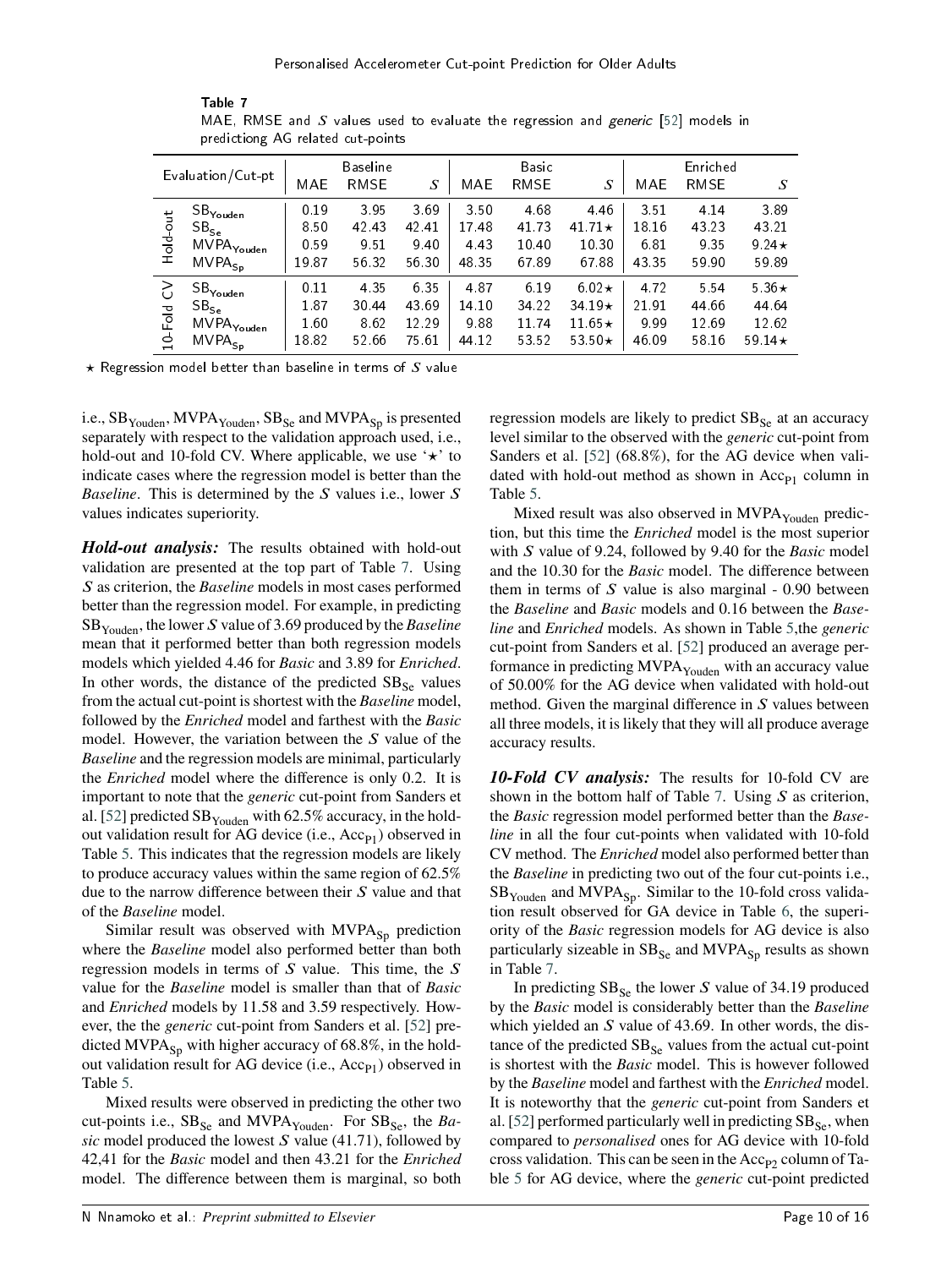Table 7
MAE, RMSE and $S$ values used to evaluate the regression and *generic* [52] models in predictiong AG related cut-points

| Evaluation/Cut-pt | | Baseline | | | Basic | | | Enriched | | |
|---|---|---|---|---|---|---|---|---|---|---|
| | | MAE | RMSE | $S$ | MAE | RMSE | $S$ | MAE | RMSE | $S$ |
| Hold-out | $SB_{Youden}$ | 0.19 | 3.95 | 3.69 | 3.50 | 4.68 | 4.46 | 3.51 | 4.14 | 3.89 |
| | $SB_{Se}$ | 8.50 | 42.43 | 42.41 | 17.48 | 41.73 | 41.71⋆ | 18.16 | 43.23 | 43.21 |
| | $MVPA_{Youden}$ | 0.59 | 9.51 | 9.40 | 4.43 | 10.40 | 10.30 | 6.81 | 9.35 | 9.24⋆ |
| | $MVPA_{Sp}$ | 19.87 | 56.32 | 56.30 | 48.35 | 67.89 | 67.88 | 43.35 | 59.90 | 59.89 |
| 10-Fold CV | $SB_{Youden}$ | 0.11 | 4.35 | 6.35 | 4.87 | 6.19 | 6.02⋆ | 4.72 | 5.54 | 5.36⋆ |
| | $SB_{Se}$ | 1.87 | 30.44 | 43.69 | 14.10 | 34.22 | 34.19⋆ | 21.91 | 44.66 | 44.64 |
| | $MVPA_{Youden}$ | 1.60 | 8.62 | 12.29 | 9.88 | 11.74 | 11.65⋆ | 9.99 | 12.69 | 12.62 |
| | $MVPA_{Sp}$ | 18.82 | 52.66 | 75.61 | 44.12 | 53.52 | 53.50⋆ | 46.09 | 58.16 | 59.14⋆ |

⋆ Regression model better than baseline in terms of $S$ value

i.e., $SB_{Youden}$, $MVPA_{Youden}$, $SB_{Se}$ and $MVPA_{Sp}$ is presented separately with respect to the validation approach used, i.e., hold-out and 10-fold CV. Where applicable, we use '⋆' to indicate cases where the regression model is better than the *Baseline*. This is determined by the $S$ values i.e., lower $S$ values indicates superiority.

***Hold-out analysis:*** The results obtained with hold-out validation are presented at the top part of Table 7. Using $S$ as criterion, the *Baseline* models in most cases performed better than the regression model. For example, in predicting $SB_{Youden}$, the lower $S$ value of 3.69 produced by the *Baseline* mean that it performed better than both regression models models which yielded 4.46 for *Basic* and 3.89 for *Enriched*. In other words, the distance of the predicted $SB_{Se}$ values from the actual cut-point is shortest with the *Baseline* model, followed by the *Enriched* model and farthest with the *Basic* model. However, the variation between the $S$ value of the *Baseline* and the regression models are minimal, particularly the *Enriched* model where the difference is only 0.2. It is important to note that the *generic* cut-point from Sanders et al. [52] predicted $SB_{Youden}$ with 62.5% accuracy, in the hold-out validation result for AG device (i.e., $Acc_{P1}$) observed in Table 5. This indicates that the regression models are likely to produce accuracy values within the same region of 62.5% due to the narrow difference between their $S$ value and that of the *Baseline* model.

Similar result was observed with $MVPA_{Sp}$ prediction where the *Baseline* model also performed better than both regression models in terms of $S$ value. This time, the $S$ value for the *Baseline* model is smaller than that of *Basic* and *Enriched* models by 11.58 and 3.59 respectively. However, the the *generic* cut-point from Sanders et al. [52] predicted $MVPA_{Sp}$ with higher accuracy of 68.8%, in the hold-out validation result for AG device (i.e., $Acc_{P1}$) observed in Table 5.

Mixed results were observed in predicting the other two cut-points i.e., $SB_{Se}$ and $MVPA_{Youden}$. For $SB_{Se}$, the *Basic* model produced the lowest $S$ value (41.71), followed by 42,41 for the *Basic* model and then 43.21 for the *Enriched* model. The difference between them is marginal, so both regression models are likely to predict $SB_{Se}$ at an accuracy level similar to the observed with the *generic* cut-point from Sanders et al. [52] (68.8%), for the AG device when validated with hold-out method as shown in $Acc_{P1}$ column in Table 5.

Mixed result was also observed in $MVPA_{Youden}$ prediction, but this time the *Enriched* model is the most superior with $S$ value of 9.24, followed by 9.40 for the *Basic* model and the 10.30 for the *Basic* model. The difference between them in terms of $S$ value is also marginal - 0.90 between the *Baseline* and *Basic* models and 0.16 between the *Baseline* and *Enriched* models. As shown in Table 5,the *generic* cut-point from Sanders et al. [52] produced an average performance in predicting $MVPA_{Youden}$ with an accuracy value of 50.00% for the AG device when validated with hold-out method. Given the marginal difference in $S$ values between all three models, it is likely that they will all produce average accuracy results.

***10-Fold CV analysis:*** The results for 10-fold CV are shown in the bottom half of Table 7. Using $S$ as criterion, the *Basic* regression model performed better than the *Baseline* in all the four cut-points when validated with 10-fold CV method. The *Enriched* model also performed better than the *Baseline* in predicting two out of the four cut-points i.e., $SB_{Youden}$ and $MVPA_{Sp}$. Similar to the 10-fold cross validation result observed for GA device in Table 6, the superiority of the *Basic* regression models for AG device is also particularly sizeable in $SB_{Se}$ and $MVPA_{Sp}$ results as shown in Table 7.

In predicting $SB_{Se}$ the lower $S$ value of 34.19 produced by the *Basic* model is considerably better than the *Baseline* which yielded an $S$ value of 43.69. In other words, the distance of the predicted $SB_{Se}$ values from the actual cut-point is shortest with the *Basic* model. This is however followed by the *Baseline* model and farthest with the *Enriched* model. It is noteworthy that the *generic* cut-point from Sanders et al. [52] performed particularly well in predicting $SB_{Se}$, when compared to *personalised* ones for AG device with 10-fold cross validation. This can be seen in the $Acc_{P2}$ column of Table 5 for AG device, where the *generic* cut-point predicted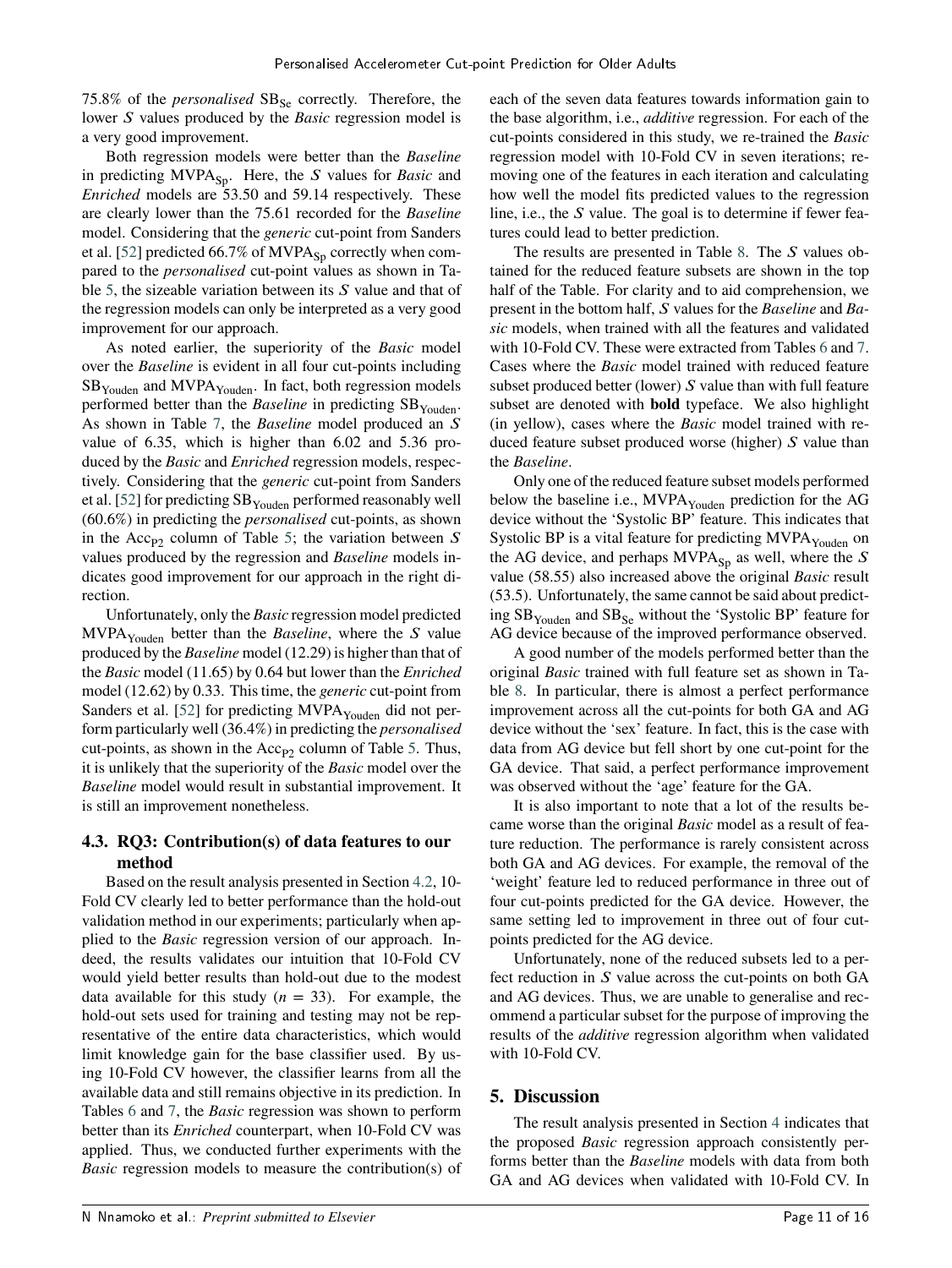75.8% of the *personalised* $SB_{Se}$ correctly. Therefore, the lower $S$ values produced by the *Basic* regression model is a very good improvement.

Both regression models were better than the *Baseline* in predicting $MVPA_{Sp}$. Here, the $S$ values for *Basic* and *Enriched* models are 53.50 and 59.14 respectively. These are clearly lower than the 75.61 recorded for the *Baseline* model. Considering that the *generic* cut-point from Sanders et al. [52] predicted 66.7% of $MVPA_{Sp}$ correctly when compared to the *personalised* cut-point values as shown in Table 5, the sizeable variation between its $S$ value and that of the regression models can only be interpreted as a very good improvement for our approach.

As noted earlier, the superiority of the *Basic* model over the *Baseline* is evident in all four cut-points including $SB_{Youden}$ and $MVPA_{Youden}$. In fact, both regression models performed better than the *Baseline* in predicting $SB_{Youden}$. As shown in Table 7, the *Baseline* model produced an $S$ value of 6.35, which is higher than 6.02 and 5.36 produced by the *Basic* and *Enriched* regression models, respectively. Considering that the *generic* cut-point from Sanders et al. [52] for predicting $SB_{Youden}$ performed reasonably well (60.6%) in predicting the *personalised* cut-points, as shown in the $Acc_{P2}$ column of Table 5; the variation between $S$ values produced by the regression and *Baseline* models indicates good improvement for our approach in the right direction.

Unfortunately, only the *Basic* regression model predicted $MVPA_{Youden}$ better than the *Baseline*, where the $S$ value produced by the *Baseline* model (12.29) is higher than that of the *Basic* model (11.65) by 0.64 but lower than the *Enriched* model (12.62) by 0.33. This time, the *generic* cut-point from Sanders et al. [52] for predicting $MVPA_{Youden}$ did not perform particularly well (36.4%) in predicting the *personalised* cut-points, as shown in the $Acc_{P2}$ column of Table 5. Thus, it is unlikely that the superiority of the *Basic* model over the *Baseline* model would result in substantial improvement. It is still an improvement nonetheless.

### 4.3. RQ3: Contribution(s) of data features to our method

Based on the result analysis presented in Section 4.2, 10-Fold CV clearly led to better performance than the hold-out validation method in our experiments; particularly when applied to the *Basic* regression version of our approach. Indeed, the results validates our intuition that 10-Fold CV would yield better results than hold-out due to the modest data available for this study ($n$ = 33). For example, the hold-out sets used for training and testing may not be representative of the entire data characteristics, which would limit knowledge gain for the base classifier used. By using 10-Fold CV however, the classifier learns from all the available data and still remains objective in its prediction. In Tables 6 and 7, the *Basic* regression was shown to perform better than its *Enriched* counterpart, when 10-Fold CV was applied. Thus, we conducted further experiments with the *Basic* regression models to measure the contribution(s) of each of the seven data features towards information gain to the base algorithm, i.e., *additive* regression. For each of the cut-points considered in this study, we re-trained the *Basic* regression model with 10-Fold CV in seven iterations; removing one of the features in each iteration and calculating how well the model fits predicted values to the regression line, i.e., the $S$ value. The goal is to determine if fewer features could lead to better prediction.

The results are presented in Table 8. The $S$ values obtained for the reduced feature subsets are shown in the top half of the Table. For clarity and to aid comprehension, we present in the bottom half, $S$ values for the *Baseline* and *Basic* models, when trained with all the features and validated with 10-Fold CV. These were extracted from Tables 6 and 7. Cases where the *Basic* model trained with reduced feature subset produced better (lower) $S$ value than with full feature subset are denoted with **bold** typeface. We also highlight (in yellow), cases where the *Basic* model trained with reduced feature subset produced worse (higher) $S$ value than the *Baseline*.

Only one of the reduced feature subset models performed below the baseline i.e., $MVPA_{Youden}$ prediction for the AG device without the 'Systolic BP' feature. This indicates that Systolic BP is a vital feature for predicting $MVPA_{Youden}$ on the AG device, and perhaps $MVPA_{Sp}$ as well, where the $S$ value (58.55) also increased above the original *Basic* result (53.5). Unfortunately, the same cannot be said about predicting $SB_{Youden}$ and $SB_{Se}$ without the 'Systolic BP' feature for AG device because of the improved performance observed.

A good number of the models performed better than the original *Basic* trained with full feature set as shown in Table 8. In particular, there is almost a perfect performance improvement across all the cut-points for both GA and AG device without the 'sex' feature. In fact, this is the case with data from AG device but fell short by one cut-point for the GA device. That said, a perfect performance improvement was observed without the 'age' feature for the GA.

It is also important to note that a lot of the results became worse than the original *Basic* model as a result of feature reduction. The performance is rarely consistent across both GA and AG devices. For example, the removal of the 'weight' feature led to reduced performance in three out of four cut-points predicted for the GA device. However, the same setting led to improvement in three out of four cut-points predicted for the AG device.

Unfortunately, none of the reduced subsets led to a perfect reduction in $S$ value across the cut-points on both GA and AG devices. Thus, we are unable to generalise and recommend a particular subset for the purpose of improving the results of the *additive* regression algorithm when validated with 10-Fold CV.

## 5. Discussion

The result analysis presented in Section 4 indicates that the proposed *Basic* regression approach consistently performs better than the *Baseline* models with data from both GA and AG devices when validated with 10-Fold CV. In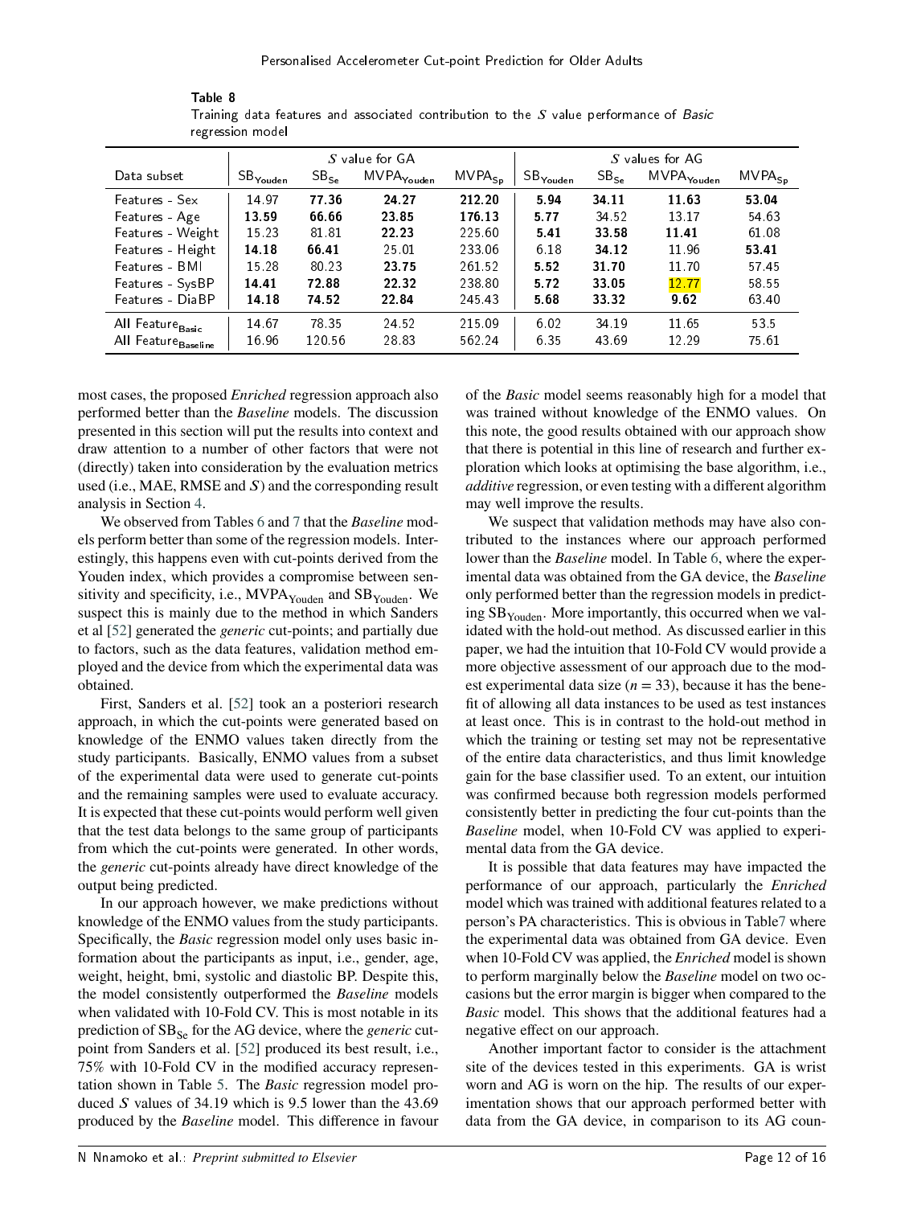**Table 8**
Training data features and associated contribution to the $S$ value performance of *Basic* regression model

| Data subset | $S$ value for GA | | | | $S$ values for AG | | | |
|---|---|---|---|---|---|---|---|---|
| | $SB_{Youden}$ | $SB_{Se}$ | $MVPA_{Youden}$ | $MVPA_{Sp}$ | $SB_{Youden}$ | $SB_{Se}$ | $MVPA_{Youden}$ | $MVPA_{Sp}$ |
| Features - Sex | 14.97 | **77.36** | **24.27** | **212.20** | **5.94** | **34.11** | **11.63** | **53.04** |
| Features - Age | **13.59** | **66.66** | **23.85** | **176.13** | **5.77** | 34.52 | 13.17 | 54.63 |
| Features - Weight | 15.23 | 81.81 | **22.23** | 225.60 | **5.41** | **33.58** | **11.41** | 61.08 |
| Features - Height | **14.18** | **66.41** | 25.01 | 233.06 | 6.18 | **34.12** | 11.96 | **53.41** |
| Features - BMI | 15.28 | 80.23 | **23.75** | 261.52 | **5.52** | **31.70** | 11.70 | 57.45 |
| Features - SysBP | **14.41** | **72.88** | **22.32** | 238.80 | **5.72** | **33.05** | 12.77 | 58.55 |
| Features - DiaBP | **14.18** | **74.52** | **22.84** | 245.43 | **5.68** | **33.32** | **9.62** | 63.40 |
| All $Feature_{Basic}$ | 14.67 | 78.35 | 24.52 | 215.09 | 6.02 | 34.19 | 11.65 | 53.5 |
| All $Feature_{Baseline}$ | 16.96 | 120.56 | 28.83 | 562.24 | 6.35 | 43.69 | 12.29 | 75.61 |

most cases, the proposed *Enriched* regression approach also performed better than the *Baseline* models. The discussion presented in this section will put the results into context and draw attention to a number of other factors that were not (directly) taken into consideration by the evaluation metrics used (i.e., MAE, RMSE and $S$) and the corresponding result analysis in Section 4.

We observed from Tables 6 and 7 that the *Baseline* models perform better than some of the regression models. Interestingly, this happens even with cut-points derived from the Youden index, which provides a compromise between sensitivity and specificity, i.e., $MVPA_{Youden}$ and $SB_{Youden}$. We suspect this is mainly due to the method in which Sanders et al [52] generated the *generic* cut-points; and partially due to factors, such as the data features, validation method employed and the device from which the experimental data was obtained.

First, Sanders et al. [52] took an a posteriori research approach, in which the cut-points were generated based on knowledge of the ENMO values taken directly from the study participants. Basically, ENMO values from a subset of the experimental data were used to generate cut-points and the remaining samples were used to evaluate accuracy. It is expected that these cut-points would perform well given that the test data belongs to the same group of participants from which the cut-points were generated. In other words, the *generic* cut-points already have direct knowledge of the output being predicted.

In our approach however, we make predictions without knowledge of the ENMO values from the study participants. Specifically, the *Basic* regression model only uses basic information about the participants as input, i.e., gender, age, weight, height, bmi, systolic and diastolic BP. Despite this, the model consistently outperformed the *Baseline* models when validated with 10-Fold CV. This is most notable in its prediction of $SB_{Se}$ for the AG device, where the *generic* cut-point from Sanders et al. [52] produced its best result, i.e., 75% with 10-Fold CV in the modified accuracy representation shown in Table 5. The *Basic* regression model produced $S$ values of 34.19 which is 9.5 lower than the 43.69 produced by the *Baseline* model. This difference in favour of the *Basic* model seems reasonably high for a model that was trained without knowledge of the ENMO values. On this note, the good results obtained with our approach show that there is potential in this line of research and further exploration which looks at optimising the base algorithm, i.e., *additive* regression, or even testing with a different algorithm may well improve the results.

We suspect that validation methods may have also contributed to the instances where our approach performed lower than the *Baseline* model. In Table 6, where the experimental data was obtained from the GA device, the *Baseline* only performed better than the regression models in predicting $SB_{Youden}$. More importantly, this occurred when we validated with the hold-out method. As discussed earlier in this paper, we had the intuition that 10-Fold CV would provide a more objective assessment of our approach due to the modest experimental data size ($n = 33$), because it has the benefit of allowing all data instances to be used as test instances at least once. This is in contrast to the hold-out method in which the training or testing set may not be representative of the entire data characteristics, and thus limit knowledge gain for the base classifier used. To an extent, our intuition was confirmed because both regression models performed consistently better in predicting the four cut-points than the *Baseline* model, when 10-Fold CV was applied to experimental data from the GA device.

It is possible that data features may have impacted the performance of our approach, particularly the *Enriched* model which was trained with additional features related to a person's PA characteristics. This is obvious in Table7 where the experimental data was obtained from GA device. Even when 10-Fold CV was applied, the *Enriched* model is shown to perform marginally below the *Baseline* model on two occasions but the error margin is bigger when compared to the *Basic* model. This shows that the additional features had a negative effect on our approach.

Another important factor to consider is the attachment site of the devices tested in this experiments. GA is wrist worn and AG is worn on the hip. The results of our experimentation shows that our approach performed better with data from the GA device, in comparison to its AG coun-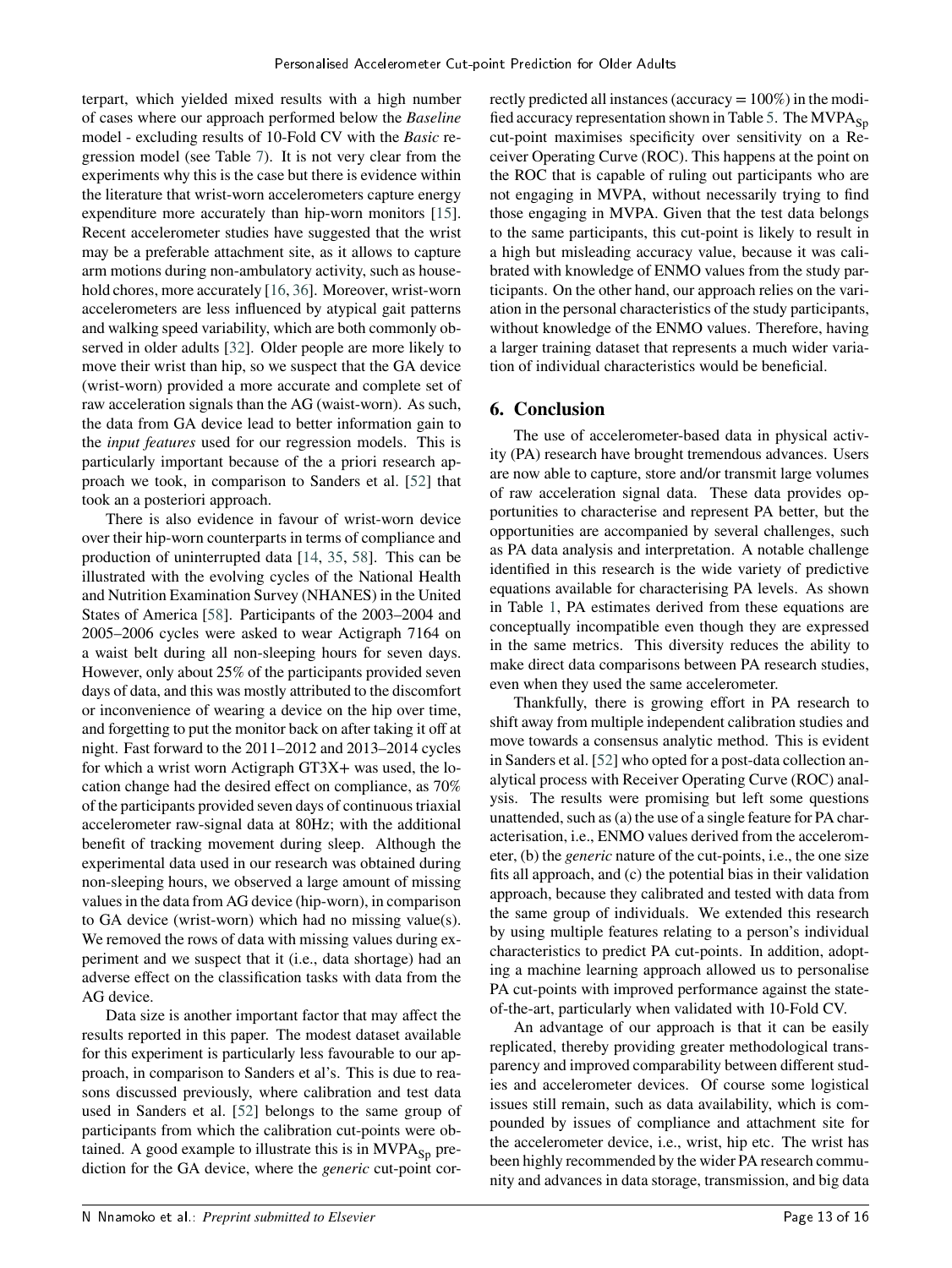terpart, which yielded mixed results with a high number of cases where our approach performed below the *Baseline* model - excluding results of 10-Fold CV with the *Basic* regression model (see Table 7). It is not very clear from the experiments why this is the case but there is evidence within the literature that wrist-worn accelerometers capture energy expenditure more accurately than hip-worn monitors [15]. Recent accelerometer studies have suggested that the wrist may be a preferable attachment site, as it allows to capture arm motions during non-ambulatory activity, such as household chores, more accurately [16, 36]. Moreover, wrist-worn accelerometers are less influenced by atypical gait patterns and walking speed variability, which are both commonly observed in older adults [32]. Older people are more likely to move their wrist than hip, so we suspect that the GA device (wrist-worn) provided a more accurate and complete set of raw acceleration signals than the AG (waist-worn). As such, the data from GA device lead to better information gain to the *input features* used for our regression models. This is particularly important because of the a priori research approach we took, in comparison to Sanders et al. [52] that took an a posteriori approach.

There is also evidence in favour of wrist-worn device over their hip-worn counterparts in terms of compliance and production of uninterrupted data [14, 35, 58]. This can be illustrated with the evolving cycles of the National Health and Nutrition Examination Survey (NHANES) in the United States of America [58]. Participants of the 2003–2004 and 2005–2006 cycles were asked to wear Actigraph 7164 on a waist belt during all non-sleeping hours for seven days. However, only about 25% of the participants provided seven days of data, and this was mostly attributed to the discomfort or inconvenience of wearing a device on the hip over time, and forgetting to put the monitor back on after taking it off at night. Fast forward to the 2011–2012 and 2013–2014 cycles for which a wrist worn Actigraph GT3X+ was used, the location change had the desired effect on compliance, as 70% of the participants provided seven days of continuous triaxial accelerometer raw-signal data at 80Hz; with the additional benefit of tracking movement during sleep. Although the experimental data used in our research was obtained during non-sleeping hours, we observed a large amount of missing values in the data from AG device (hip-worn), in comparison to GA device (wrist-worn) which had no missing value(s). We removed the rows of data with missing values during experiment and we suspect that it (i.e., data shortage) had an adverse effect on the classification tasks with data from the AG device.

Data size is another important factor that may affect the results reported in this paper. The modest dataset available for this experiment is particularly less favourable to our approach, in comparison to Sanders et al's. This is due to reasons discussed previously, where calibration and test data used in Sanders et al. [52] belongs to the same group of participants from which the calibration cut-points were obtained. A good example to illustrate this is in $\text{MVPA}_{\text{Sp}}$ prediction for the GA device, where the *generic* cut-point correctly predicted all instances (accuracy = 100%) in the modified accuracy representation shown in Table 5. The $\text{MVPA}_{\text{Sp}}$ cut-point maximises specificity over sensitivity on a Receiver Operating Curve (ROC). This happens at the point on the ROC that is capable of ruling out participants who are not engaging in MVPA, without necessarily trying to find those engaging in MVPA. Given that the test data belongs to the same participants, this cut-point is likely to result in a high but misleading accuracy value, because it was calibrated with knowledge of ENMO values from the study participants. On the other hand, our approach relies on the variation in the personal characteristics of the study participants, without knowledge of the ENMO values. Therefore, having a larger training dataset that represents a much wider variation of individual characteristics would be beneficial.

## 6. Conclusion

The use of accelerometer-based data in physical activity (PA) research have brought tremendous advances. Users are now able to capture, store and/or transmit large volumes of raw acceleration signal data. These data provides opportunities to characterise and represent PA better, but the opportunities are accompanied by several challenges, such as PA data analysis and interpretation. A notable challenge identified in this research is the wide variety of predictive equations available for characterising PA levels. As shown in Table 1, PA estimates derived from these equations are conceptually incompatible even though they are expressed in the same metrics. This diversity reduces the ability to make direct data comparisons between PA research studies, even when they used the same accelerometer.

Thankfully, there is growing effort in PA research to shift away from multiple independent calibration studies and move towards a consensus analytic method. This is evident in Sanders et al. [52] who opted for a post-data collection analytical process with Receiver Operating Curve (ROC) analysis. The results were promising but left some questions unattended, such as (a) the use of a single feature for PA characterisation, i.e., ENMO values derived from the accelerometer, (b) the *generic* nature of the cut-points, i.e., the one size fits all approach, and (c) the potential bias in their validation approach, because they calibrated and tested with data from the same group of individuals. We extended this research by using multiple features relating to a person's individual characteristics to predict PA cut-points. In addition, adopting a machine learning approach allowed us to personalise PA cut-points with improved performance against the state-of-the-art, particularly when validated with 10-Fold CV.

An advantage of our approach is that it can be easily replicated, thereby providing greater methodological transparency and improved comparability between different studies and accelerometer devices. Of course some logistical issues still remain, such as data availability, which is compounded by issues of compliance and attachment site for the accelerometer device, i.e., wrist, hip etc. The wrist has been highly recommended by the wider PA research community and advances in data storage, transmission, and big data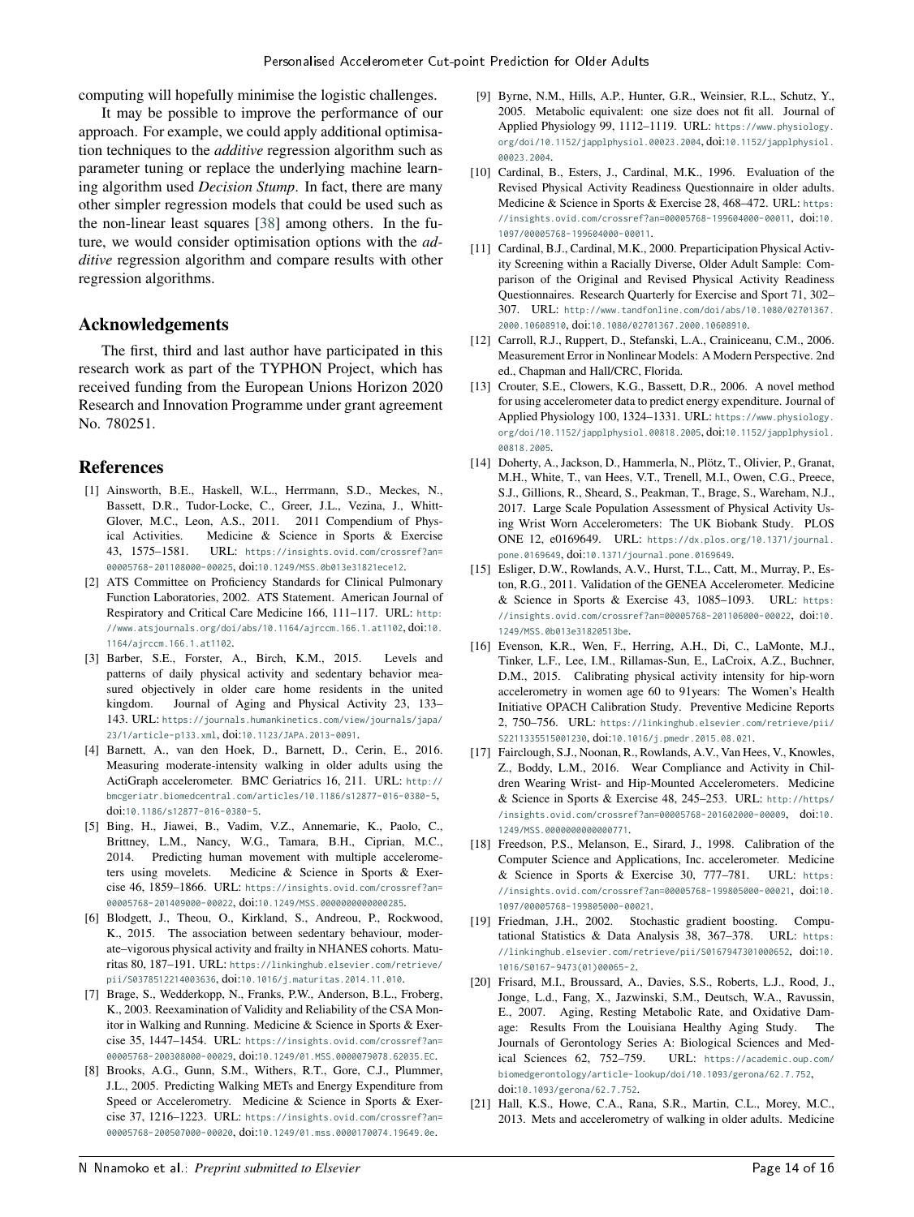computing will hopefully minimise the logistic challenges.

It may be possible to improve the performance of our approach. For example, we could apply additional optimisation techniques to the *additive* regression algorithm such as parameter tuning or replace the underlying machine learning algorithm used *Decision Stump*. In fact, there are many other simpler regression models that could be used such as the non-linear least squares [38] among others. In the future, we would consider optimisation options with the *additive* regression algorithm and compare results with other regression algorithms.

## Acknowledgements

The first, third and last author have participated in this research work as part of the TYPHON Project, which has received funding from the European Unions Horizon 2020 Research and Innovation Programme under grant agreement No. 780251.

## References

[1] Ainsworth, B.E., Haskell, W.L., Herrmann, S.D., Meckes, N., Bassett, D.R., Tudor-Locke, C., Greer, J.L., Vezina, J., Whitt-Glover, M.C., Leon, A.S., 2011. 2011 Compendium of Physical Activities. Medicine & Science in Sports & Exercise 43, 1575–1581. URL: https://insights.ovid.com/crossref?an=00005768-201108000-00025, doi:10.1249/MSS.0b013e31821ece12.

[2] ATS Committee on Proficiency Standards for Clinical Pulmonary Function Laboratories, 2002. ATS Statement. American Journal of Respiratory and Critical Care Medicine 166, 111–117. URL: http://www.atsjournals.org/doi/abs/10.1164/ajrccm.166.1.at1102, doi:10.1164/ajrccm.166.1.at1102.

[3] Barber, S.E., Forster, A., Birch, K.M., 2015. Levels and patterns of daily physical activity and sedentary behavior measured objectively in older care home residents in the united kingdom. Journal of Aging and Physical Activity 23, 133–143. URL: https://journals.humankinetics.com/view/journals/japa/23/1/article-p133.xml, doi:10.1123/JAPA.2013-0091.

[4] Barnett, A., van den Hoek, D., Barnett, D., Cerin, E., 2016. Measuring moderate-intensity walking in older adults using the ActiGraph accelerometer. BMC Geriatrics 16, 211. URL: http://bmcgeriatr.biomedcentral.com/articles/10.1186/s12877-016-0380-5, doi:10.1186/s12877-016-0380-5.

[5] Bing, H., Jiawei, B., Vadim, V.Z., Annemarie, K., Paolo, C., Brittney, L.M., Nancy, W.G., Tamara, B.H., Ciprian, M.C., 2014. Predicting human movement with multiple accelerometers using movelets. Medicine & Science in Sports & Exercise 46, 1859–1866. URL: https://insights.ovid.com/crossref?an=00005768-201409000-00022, doi:10.1249/MSS.0000000000000285.

[6] Blodgett, J., Theou, O., Kirkland, S., Andreou, P., Rockwood, K., 2015. The association between sedentary behaviour, moderate–vigorous physical activity and frailty in NHANES cohorts. Maturitas 80, 187–191. URL: https://linkinghub.elsevier.com/retrieve/pii/S0378512214003636, doi:10.1016/j.maturitas.2014.11.010.

[7] Brage, S., Wedderkopp, N., Franks, P.W., Anderson, B.L., Froberg, K., 2003. Reexamination of Validity and Reliability of the CSA Monitor in Walking and Running. Medicine & Science in Sports & Exercise 35, 1447–1454. URL: https://insights.ovid.com/crossref?an=00005768-200308000-00029, doi:10.1249/01.MSS.0000079078.62035.EC.

[8] Brooks, A.G., Gunn, S.M., Withers, R.T., Gore, C.J., Plummer, J.L., 2005. Predicting Walking METs and Energy Expenditure from Speed or Accelerometry. Medicine & Science in Sports & Exercise 37, 1216–1223. URL: https://insights.ovid.com/crossref?an=00005768-200507000-00020, doi:10.1249/01.mss.0000170074.19649.0e.

[9] Byrne, N.M., Hills, A.P., Hunter, G.R., Weinsier, R.L., Schutz, Y., 2005. Metabolic equivalent: one size does not fit all. Journal of Applied Physiology 99, 1112–1119. URL: https://www.physiology.org/doi/10.1152/japplphysiol.00023.2004, doi:10.1152/japplphysiol.00023.2004.

[10] Cardinal, B., Esters, J., Cardinal, M.K., 1996. Evaluation of the Revised Physical Activity Readiness Questionnaire in older adults. Medicine & Science in Sports & Exercise 28, 468–472. URL: https://insights.ovid.com/crossref?an=00005768-199604000-00011, doi:10.1097/00005768-199604000-00011.

[11] Cardinal, B.J., Cardinal, M.K., 2000. Preparticipation Physical Activity Screening within a Racially Diverse, Older Adult Sample: Comparison of the Original and Revised Physical Activity Readiness Questionnaires. Research Quarterly for Exercise and Sport 71, 302–307. URL: http://www.tandfonline.com/doi/abs/10.1080/02701367.2000.10608910, doi:10.1080/02701367.2000.10608910.

[12] Carroll, R.J., Ruppert, D., Stefanski, L.A., Crainiceanu, C.M., 2006. Measurement Error in Nonlinear Models: A Modern Perspective. 2nd ed., Chapman and Hall/CRC, Florida.

[13] Crouter, S.E., Clowers, K.G., Bassett, D.R., 2006. A novel method for using accelerometer data to predict energy expenditure. Journal of Applied Physiology 100, 1324–1331. URL: https://www.physiology.org/doi/10.1152/japplphysiol.00818.2005, doi:10.1152/japplphysiol.00818.2005.

[14] Doherty, A., Jackson, D., Hammerla, N., Plötz, T., Olivier, P., Granat, M.H., White, T., van Hees, V.T., Trenell, M.I., Owen, C.G., Preece, S.J., Gillions, R., Sheard, S., Peakman, T., Brage, S., Wareham, N.J., 2017. Large Scale Population Assessment of Physical Activity Using Wrist Worn Accelerometers: The UK Biobank Study. PLOS ONE 12, e0169649. URL: https://dx.plos.org/10.1371/journal.pone.0169649, doi:10.1371/journal.pone.0169649.

[15] Esliger, D.W., Rowlands, A.V., Hurst, T.L., Catt, M., Murray, P., Eston, R.G., 2011. Validation of the GENEA Accelerometer. Medicine & Science in Sports & Exercise 43, 1085–1093. URL: https://insights.ovid.com/crossref?an=00005768-201106000-00022, doi:10.1249/MSS.0b013e31820513be.

[16] Evenson, K.R., Wen, F., Herring, A.H., Di, C., LaMonte, M.J., Tinker, L.F., Lee, I.M., Rillamas-Sun, E., LaCroix, A.Z., Buchner, D.M., 2015. Calibrating physical activity intensity for hip-worn accelerometry in women age 60 to 91years: The Women's Health Initiative OPACH Calibration Study. Preventive Medicine Reports 2, 750–756. URL: https://linkinghub.elsevier.com/retrieve/pii/S2211335515001230, doi:10.1016/j.pmedr.2015.08.021.

[17] Fairclough, S.J., Noonan, R., Rowlands, A.V., Van Hees, V., Knowles, Z., Boddy, L.M., 2016. Wear Compliance and Activity in Children Wearing Wrist- and Hip-Mounted Accelerometers. Medicine & Science in Sports & Exercise 48, 245–253. URL: http://https//insights.ovid.com/crossref?an=00005768-201602000-00009, doi:10.1249/MSS.0000000000000771.

[18] Freedson, P.S., Melanson, E., Sirard, J., 1998. Calibration of the Computer Science and Applications, Inc. accelerometer. Medicine & Science in Sports & Exercise 30, 777–781. URL: https://insights.ovid.com/crossref?an=00005768-199805000-00021, doi:10.1097/00005768-199805000-00021.

[19] Friedman, J.H., 2002. Stochastic gradient boosting. Computational Statistics & Data Analysis 38, 367–378. URL: https://linkinghub.elsevier.com/retrieve/pii/S0167947301000652, doi:10.1016/S0167-9473(01)00065-2.

[20] Frisard, M.I., Broussard, A., Davies, S.S., Roberts, L.J., Rood, J., Jonge, L.d., Fang, X., Jazwinski, S.M., Deutsch, W.A., Ravussin, E., 2007. Aging, Resting Metabolic Rate, and Oxidative Damage: Results From the Louisiana Healthy Aging Study. The Journals of Gerontology Series A: Biological Sciences and Medical Sciences 62, 752–759. URL: https://academic.oup.com/biomedgerontology/article-lookup/doi/10.1093/gerona/62.7.752, doi:10.1093/gerona/62.7.752.

[21] Hall, K.S., Howe, C.A., Rana, S.R., Martin, C.L., Morey, M.C., 2013. Mets and accelerometry of walking in older adults. Medicine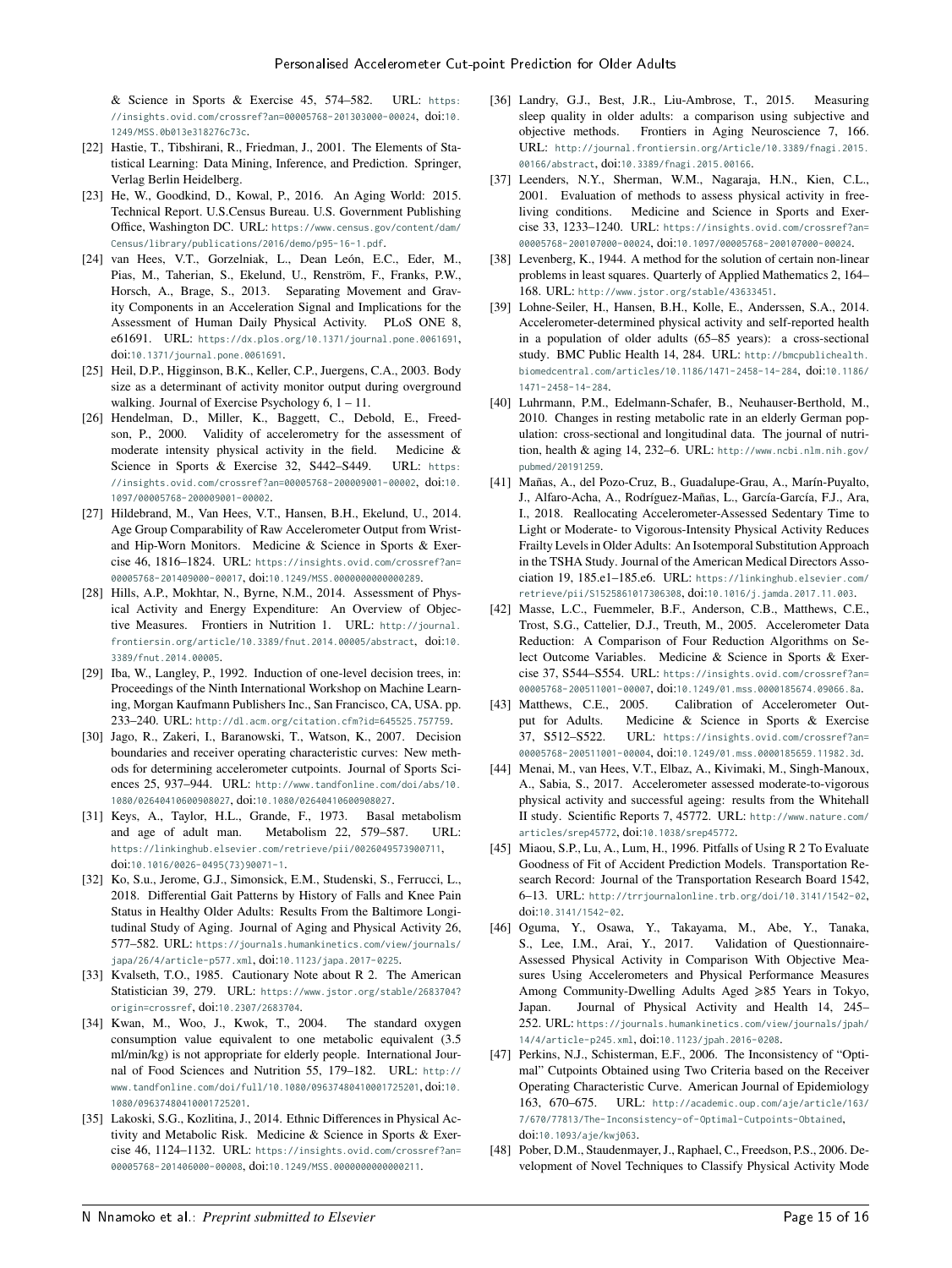& Science in Sports & Exercise 45, 574–582. URL: https://insights.ovid.com/crossref?an=00005768-201303000-00024, doi:10.1249/MSS.0b013e318276c73c.

[22] Hastie, T., Tibshirani, R., Friedman, J., 2001. The Elements of Statistical Learning: Data Mining, Inference, and Prediction. Springer, Verlag Berlin Heidelberg.

[23] He, W., Goodkind, D., Kowal, P., 2016. An Aging World: 2015. Technical Report. U.S.Census Bureau. U.S. Government Publishing Office, Washington DC. URL: https://www.census.gov/content/dam/Census/library/publications/2016/demo/p95-16-1.pdf.

[24] van Hees, V.T., Gorzelniak, L., Dean León, E.C., Eder, M., Pias, M., Taherian, S., Ekelund, U., Renström, F., Franks, P.W., Horsch, A., Brage, S., 2013. Separating Movement and Gravity Components in an Acceleration Signal and Implications for the Assessment of Human Daily Physical Activity. PLoS ONE 8, e61691. URL: https://dx.plos.org/10.1371/journal.pone.0061691, doi:10.1371/journal.pone.0061691.

[25] Heil, D.P., Higginson, B.K., Keller, C.P., Juergens, C.A., 2003. Body size as a determinant of activity monitor output during overground walking. Journal of Exercise Psychology 6, 1 – 11.

[26] Hendelman, D., Miller, K., Baggett, C., Debold, E., Freedson, P., 2000. Validity of accelerometry for the assessment of moderate intensity physical activity in the field. Medicine & Science in Sports & Exercise 32, S442–S449. URL: https://insights.ovid.com/crossref?an=00005768-200009001-00002, doi:10.1097/00005768-200009001-00002.

[27] Hildebrand, M., Van Hees, V.T., Hansen, B.H., Ekelund, U., 2014. Age Group Comparability of Raw Accelerometer Output from Wrist- and Hip-Worn Monitors. Medicine & Science in Sports & Exercise 46, 1816–1824. URL: https://insights.ovid.com/crossref?an=00005768-201409000-00017, doi:10.1249/MSS.0000000000000289.

[28] Hills, A.P., Mokhtar, N., Byrne, N.M., 2014. Assessment of Physical Activity and Energy Expenditure: An Overview of Objective Measures. Frontiers in Nutrition 1. URL: http://journal.frontiersin.org/article/10.3389/fnut.2014.00005/abstract, doi:10.3389/fnut.2014.00005.

[29] Iba, W., Langley, P., 1992. Induction of one-level decision trees, in: Proceedings of the Ninth International Workshop on Machine Learning, Morgan Kaufmann Publishers Inc., San Francisco, CA, USA. pp. 233–240. URL: http://dl.acm.org/citation.cfm?id=645525.757759.

[30] Jago, R., Zakeri, I., Baranowski, T., Watson, K., 2007. Decision boundaries and receiver operating characteristic curves: New methods for determining accelerometer cutpoints. Journal of Sports Sciences 25, 937–944. URL: http://www.tandfonline.com/doi/abs/10.1080/02640410600908027, doi:10.1080/02640410600908027.

[31] Keys, A., Taylor, H.L., Grande, F., 1973. Basal metabolism and age of adult man. Metabolism 22, 579–587. URL: https://linkinghub.elsevier.com/retrieve/pii/0026049573900711, doi:10.1016/0026-0495(73)90071-1.

[32] Ko, S.u., Jerome, G.J., Simonsick, E.M., Studenski, S., Ferrucci, L., 2018. Differential Gait Patterns by History of Falls and Knee Pain Status in Healthy Older Adults: Results From the Baltimore Longitudinal Study of Aging. Journal of Aging and Physical Activity 26, 577–582. URL: https://journals.humankinetics.com/view/journals/japa/26/4/article-p577.xml, doi:10.1123/japa.2017-0225.

[33] Kvalseth, T.O., 1985. Cautionary Note about R 2. The American Statistician 39, 279. URL: https://www.jstor.org/stable/2683704?origin=crossref, doi:10.2307/2683704.

[34] Kwan, M., Woo, J., Kwok, T., 2004. The standard oxygen consumption value equivalent to one metabolic equivalent (3.5 ml/min/kg) is not appropriate for elderly people. International Journal of Food Sciences and Nutrition 55, 179–182. URL: http://www.tandfonline.com/doi/full/10.1080/09637480410001725201, doi:10.1080/09637480410001725201.

[35] Lakoski, S.G., Kozlitina, J., 2014. Ethnic Differences in Physical Activity and Metabolic Risk. Medicine & Science in Sports & Exercise 46, 1124–1132. URL: https://insights.ovid.com/crossref?an=00005768-201406000-00008, doi:10.1249/MSS.0000000000000211.

[36] Landry, G.J., Best, J.R., Liu-Ambrose, T., 2015. Measuring sleep quality in older adults: a comparison using subjective and objective methods. Frontiers in Aging Neuroscience 7, 166. URL: http://journal.frontiersin.org/Article/10.3389/fnagi.2015.00166/abstract, doi:10.3389/fnagi.2015.00166.

[37] Leenders, N.Y., Sherman, W.M., Nagaraja, H.N., Kien, C.L., 2001. Evaluation of methods to assess physical activity in free-living conditions. Medicine and Science in Sports and Exercise 33, 1233–1240. URL: https://insights.ovid.com/crossref?an=00005768-200107000-00024, doi:10.1097/00005768-200107000-00024.

[38] Levenberg, K., 1944. A method for the solution of certain non-linear problems in least squares. Quarterly of Applied Mathematics 2, 164–168. URL: http://www.jstor.org/stable/43633451.

[39] Lohne-Seiler, H., Hansen, B.H., Kolle, E., Anderssen, S.A., 2014. Accelerometer-determined physical activity and self-reported health in a population of older adults (65–85 years): a cross-sectional study. BMC Public Health 14, 284. URL: http://bmcpublichealth.biomedcentral.com/articles/10.1186/1471-2458-14-284, doi:10.1186/1471-2458-14-284.

[40] Luhrmann, P.M., Edelmann-Schafer, B., Neuhauser-Berthold, M., 2010. Changes in resting metabolic rate in an elderly German population: cross-sectional and longitudinal data. The journal of nutrition, health & aging 14, 232–6. URL: http://www.ncbi.nlm.nih.gov/pubmed/20191259.

[41] Mañas, A., del Pozo-Cruz, B., Guadalupe-Grau, A., Marín-Puyalto, J., Alfaro-Acha, A., Rodríguez-Mañas, L., García-García, F.J., Ara, I., 2018. Reallocating Accelerometer-Assessed Sedentary Time to Light or Moderate- to Vigorous-Intensity Physical Activity Reduces Frailty Levels in Older Adults: An Isotemporal Substitution Approach in the TSHA Study. Journal of the American Medical Directors Association 19, 185.e1–185.e6. URL: https://linkinghub.elsevier.com/retrieve/pii/S1525861017306308, doi:10.1016/j.jamda.2017.11.003.

[42] Masse, L.C., Fuemmeler, B.F., Anderson, C.B., Matthews, C.E., Trost, S.G., Cattelier, D.J., Treuth, M., 2005. Accelerometer Data Reduction: A Comparison of Four Reduction Algorithms on Select Outcome Variables. Medicine & Science in Sports & Exercise 37, S544–S554. URL: https://insights.ovid.com/crossref?an=00005768-200511001-00007, doi:10.1249/01.mss.0000185674.09066.8a.

[43] Matthews, C.E., 2005. Calibration of Accelerometer Output for Adults. Medicine & Science in Sports & Exercise 37, S512–S522. URL: https://insights.ovid.com/crossref?an=00005768-200511001-00004, doi:10.1249/01.mss.0000185659.11982.3d.

[44] Menai, M., van Hees, V.T., Elbaz, A., Kivimaki, M., Singh-Manoux, A., Sabia, S., 2017. Accelerometer assessed moderate-to-vigorous physical activity and successful ageing: results from the Whitehall II study. Scientific Reports 7, 45772. URL: http://www.nature.com/articles/srep45772, doi:10.1038/srep45772.

[45] Miaou, S.P., Lu, A., Lum, H., 1996. Pitfalls of Using R 2 To Evaluate Goodness of Fit of Accident Prediction Models. Transportation Research Record: Journal of the Transportation Research Board 1542, 6–13. URL: http://trrjournalonline.trb.org/doi/10.3141/1542-02, doi:10.3141/1542-02.

[46] Oguma, Y., Osawa, Y., Takayama, M., Abe, Y., Tanaka, S., Lee, I.M., Arai, Y., 2017. Validation of Questionnaire-Assessed Physical Activity in Comparison With Objective Measures Using Accelerometers and Physical Performance Measures Among Community-Dwelling Adults Aged ⩾85 Years in Tokyo, Japan. Journal of Physical Activity and Health 14, 245–252. URL: https://journals.humankinetics.com/view/journals/jpah/14/4/article-p245.xml, doi:10.1123/jpah.2016-0208.

[47] Perkins, N.J., Schisterman, E.F., 2006. The Inconsistency of "Optimal" Cutpoints Obtained using Two Criteria based on the Receiver Operating Characteristic Curve. American Journal of Epidemiology 163, 670–675. URL: http://academic.oup.com/aje/article/163/7/670/77813/The-Inconsistency-of-Optimal-Cutpoints-Obtained, doi:10.1093/aje/kwj063.

[48] Pober, D.M., Staudenmayer, J., Raphael, C., Freedson, P.S., 2006. Development of Novel Techniques to Classify Physical Activity Mode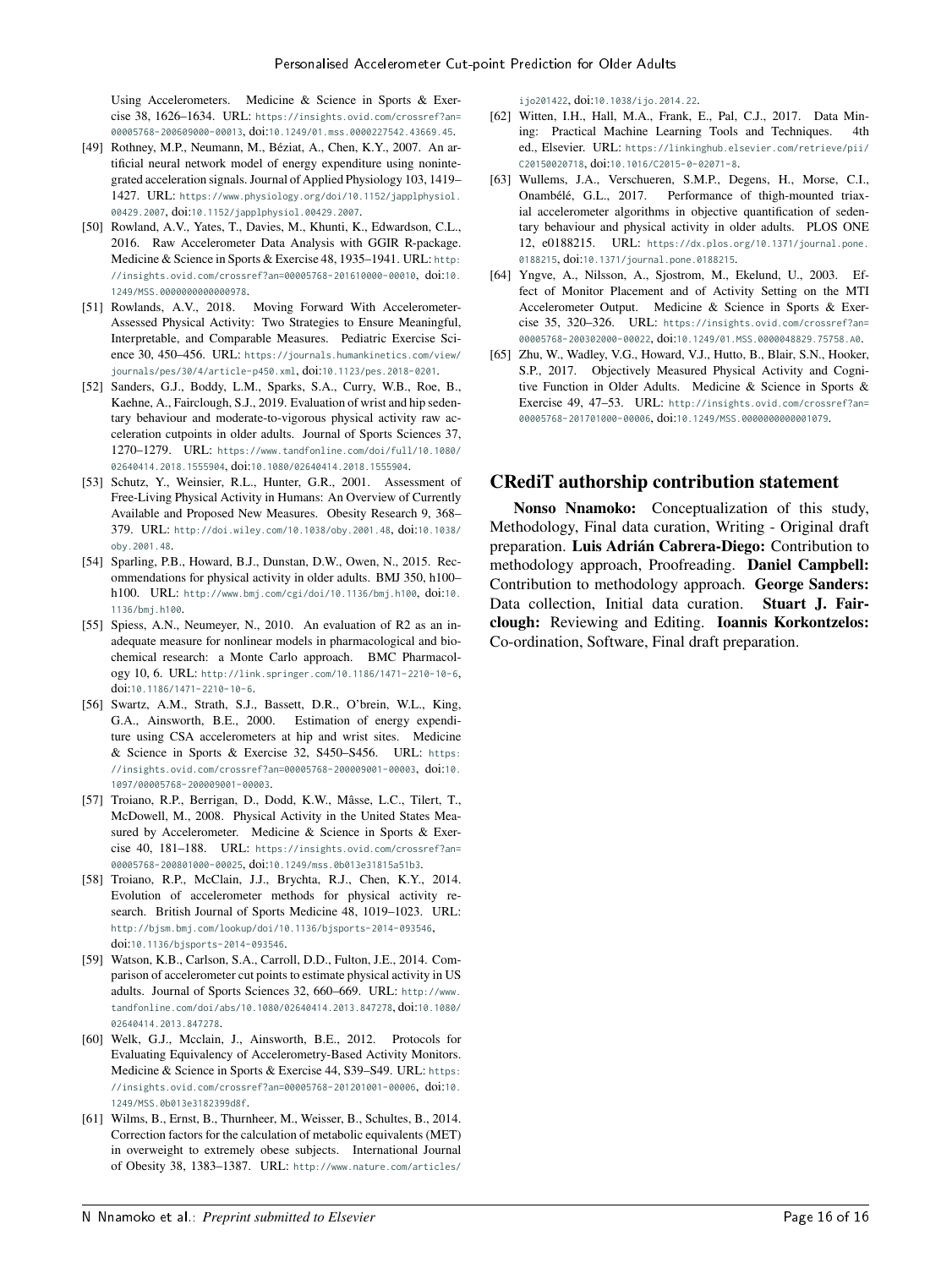Using Accelerometers. Medicine & Science in Sports & Exercise 38, 1626–1634. URL: https://insights.ovid.com/crossref?an=00005768-200609000-00013, doi:10.1249/01.mss.0000227542.43669.45.

[49] Rothney, M.P., Neumann, M., Béziat, A., Chen, K.Y., 2007. An artificial neural network model of energy expenditure using nonintegrated acceleration signals. Journal of Applied Physiology 103, 1419–1427. URL: https://www.physiology.org/doi/10.1152/japplphysiol.00429.2007, doi:10.1152/japplphysiol.00429.2007.

[50] Rowland, A.V., Yates, T., Davies, M., Khunti, K., Edwardson, C.L., 2016. Raw Accelerometer Data Analysis with GGIR R-package. Medicine & Science in Sports & Exercise 48, 1935–1941. URL: http://insights.ovid.com/crossref?an=00005768-201610000-00010, doi:10.1249/MSS.0000000000000978.

[51] Rowlands, A.V., 2018. Moving Forward With Accelerometer-Assessed Physical Activity: Two Strategies to Ensure Meaningful, Interpretable, and Comparable Measures. Pediatric Exercise Science 30, 450–456. URL: https://journals.humankinetics.com/view/journals/pes/30/4/article-p450.xml, doi:10.1123/pes.2018-0201.

[52] Sanders, G.J., Boddy, L.M., Sparks, S.A., Curry, W.B., Roe, B., Kaehne, A., Fairclough, S.J., 2019. Evaluation of wrist and hip sedentary behaviour and moderate-to-vigorous physical activity raw acceleration cutpoints in older adults. Journal of Sports Sciences 37, 1270–1279. URL: https://www.tandfonline.com/doi/full/10.1080/02640414.2018.1555904, doi:10.1080/02640414.2018.1555904.

[53] Schutz, Y., Weinsier, R.L., Hunter, G.R., 2001. Assessment of Free-Living Physical Activity in Humans: An Overview of Currently Available and Proposed New Measures. Obesity Research 9, 368–379. URL: http://doi.wiley.com/10.1038/oby.2001.48, doi:10.1038/oby.2001.48.

[54] Sparling, P.B., Howard, B.J., Dunstan, D.W., Owen, N., 2015. Recommendations for physical activity in older adults. BMJ 350, h100–h100. URL: http://www.bmj.com/cgi/doi/10.1136/bmj.h100, doi:10.1136/bmj.h100.

[55] Spiess, A.N., Neumeyer, N., 2010. An evaluation of R2 as an inadequate measure for nonlinear models in pharmacological and biochemical research: a Monte Carlo approach. BMC Pharmacology 10, 6. URL: http://link.springer.com/10.1186/1471-2210-10-6, doi:10.1186/1471-2210-10-6.

[56] Swartz, A.M., Strath, S.J., Bassett, D.R., O'brein, W.L., King, G.A., Ainsworth, B.E., 2000. Estimation of energy expenditure using CSA accelerometers at hip and wrist sites. Medicine & Science in Sports & Exercise 32, S450–S456. URL: https://insights.ovid.com/crossref?an=00005768-200009001-00003, doi:10.1097/00005768-200009001-00003.

[57] Troiano, R.P., Berrigan, D., Dodd, K.W., Mâsse, L.C., Tilert, T., McDowell, M., 2008. Physical Activity in the United States Measured by Accelerometer. Medicine & Science in Sports & Exercise 40, 181–188. URL: https://insights.ovid.com/crossref?an=00005768-200801000-00025, doi:10.1249/mss.0b013e31815a51b3.

[58] Troiano, R.P., McClain, J.J., Brychta, R.J., Chen, K.Y., 2014. Evolution of accelerometer methods for physical activity research. British Journal of Sports Medicine 48, 1019–1023. URL: http://bjsm.bmj.com/lookup/doi/10.1136/bjsports-2014-093546, doi:10.1136/bjsports-2014-093546.

[59] Watson, K.B., Carlson, S.A., Carroll, D.D., Fulton, J.E., 2014. Comparison of accelerometer cut points to estimate physical activity in US adults. Journal of Sports Sciences 32, 660–669. URL: http://www.tandfonline.com/doi/abs/10.1080/02640414.2013.847278, doi:10.1080/02640414.2013.847278.

[60] Welk, G.J., Mcclain, J., Ainsworth, B.E., 2012. Protocols for Evaluating Equivalency of Accelerometry-Based Activity Monitors. Medicine & Science in Sports & Exercise 44, S39–S49. URL: https://insights.ovid.com/crossref?an=00005768-201201001-00006, doi:10.1249/MSS.0b013e3182399d8f.

[61] Wilms, B., Ernst, B., Thurnheer, M., Weisser, B., Schultes, B., 2014. Correction factors for the calculation of metabolic equivalents (MET) in overweight to extremely obese subjects. International Journal of Obesity 38, 1383–1387. URL: http://www.nature.com/articles/ijo201422, doi:10.1038/ijo.2014.22.

[62] Witten, I.H., Hall, M.A., Frank, E., Pal, C.J., 2017. Data Mining: Practical Machine Learning Tools and Techniques. 4th ed., Elsevier. URL: https://linkinghub.elsevier.com/retrieve/pii/C20150020718, doi:10.1016/C2015-0-02071-8.

[63] Wullems, J.A., Verschueren, S.M.P., Degens, H., Morse, C.I., Onambélé, G.L., 2017. Performance of thigh-mounted triaxial accelerometer algorithms in objective quantification of sedentary behaviour and physical activity in older adults. PLOS ONE 12, e0188215. URL: https://dx.plos.org/10.1371/journal.pone.0188215, doi:10.1371/journal.pone.0188215.

[64] Yngve, A., Nilsson, A., Sjostrom, M., Ekelund, U., 2003. Effect of Monitor Placement and of Activity Setting on the MTI Accelerometer Output. Medicine & Science in Sports & Exercise 35, 320–326. URL: https://insights.ovid.com/crossref?an=00005768-200302000-00022, doi:10.1249/01.MSS.0000048829.75758.A0.

[65] Zhu, W., Wadley, V.G., Howard, V.J., Hutto, B., Blair, S.N., Hooker, S.P., 2017. Objectively Measured Physical Activity and Cognitive Function in Older Adults. Medicine & Science in Sports & Exercise 49, 47–53. URL: http://insights.ovid.com/crossref?an=00005768-201701000-00006, doi:10.1249/MSS.0000000000001079.

## CRediT authorship contribution statement

**Nonso Nnamoko:** Conceptualization of this study, Methodology, Final data curation, Writing - Original draft preparation. **Luis Adrián Cabrera-Diego:** Contribution to methodology approach, Proofreading. **Daniel Campbell:** Contribution to methodology approach. **George Sanders:** Data collection, Initial data curation. **Stuart J. Fairclough:** Reviewing and Editing. **Ioannis Korkontzelos:** Co-ordination, Software, Final draft preparation.